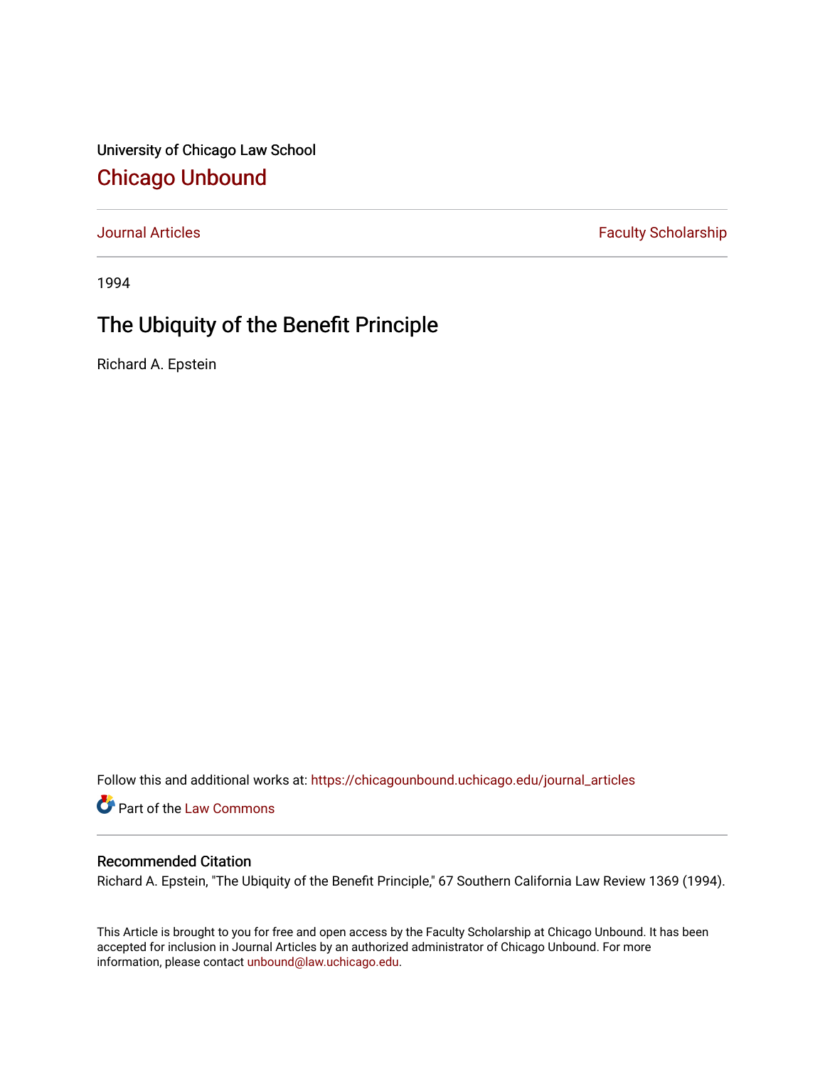University of Chicago Law School

## Chicago Unbound

Journal Articles | Faculty Scholarship

1994

# The Ubiquity of the Benefit Principle

Richard A. Epstein

Follow this and additional works at: https://chicagounbound.uchicago.edu/journal_articles

Part of the Law Commons

### Recommended Citation

Richard A. Epstein, "The Ubiquity of the Benefit Principle," 67 Southern California Law Review 1369 (1994).

This Article is brought to you for free and open access by the Faculty Scholarship at Chicago Unbound. It has been accepted for inclusion in Journal Articles by an authorized administrator of Chicago Unbound. For more information, please contact unbound@law.uchicago.edu.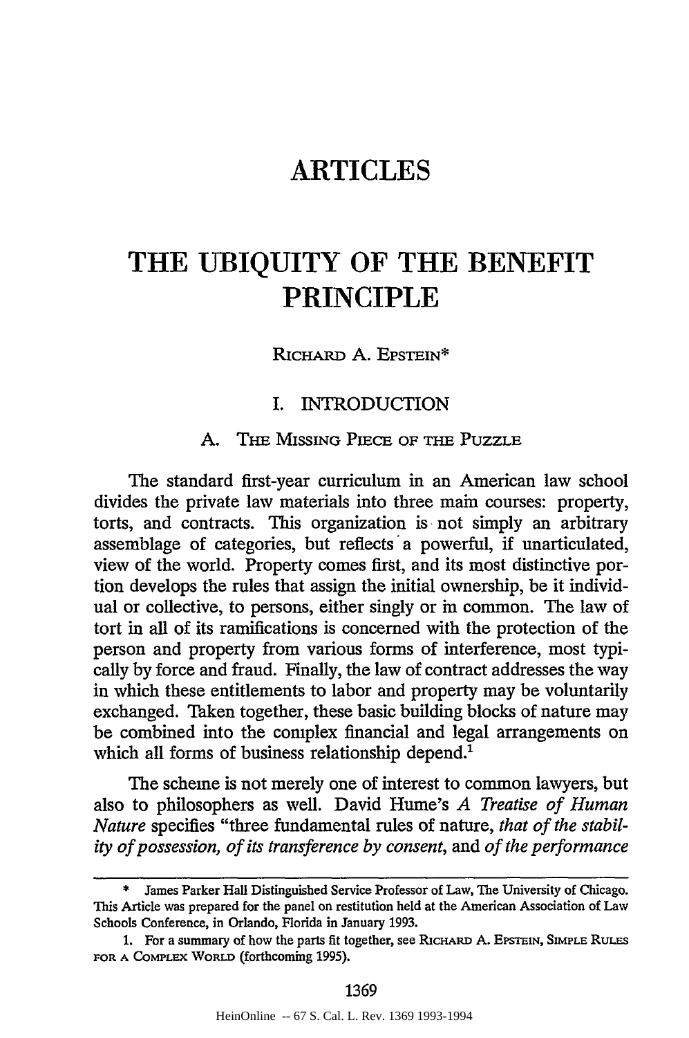# ARTICLES

# THE UBIQUITY OF THE BENEFIT PRINCIPLE

RICHARD A. EPSTEIN*

## I. INTRODUCTION

### A. THE MISSING PIECE OF THE PUZZLE

The standard first-year curriculum in an American law school divides the private law materials into three main courses: property, torts, and contracts. This organization is not simply an arbitrary assemblage of categories, but reflects a powerful, if unarticulated, view of the world. Property comes first, and its most distinctive portion develops the rules that assign the initial ownership, be it individual or collective, to persons, either singly or in common. The law of tort in all of its ramifications is concerned with the protection of the person and property from various forms of interference, most typically by force and fraud. Finally, the law of contract addresses the way in which these entitlements to labor and property may be voluntarily exchanged. Taken together, these basic building blocks of nature may be combined into the complex financial and legal arrangements on which all forms of business relationship depend.[1]

The scheme is not merely one of interest to common lawyers, but also to philosophers as well. David Hume's *A Treatise of Human Nature* specifies "three fundamental rules of nature, *that of the stability of possession, of its transference by consent*, and *of the performance*

---

\* James Parker Hall Distinguished Service Professor of Law, The University of Chicago. This Article was prepared for the panel on restitution held at the American Association of Law Schools Conference, in Orlando, Florida in January 1993.

1. For a summary of how the parts fit together, see RICHARD A. EPSTEIN, SIMPLE RULES FOR A COMPLEX WORLD (forthcoming 1995).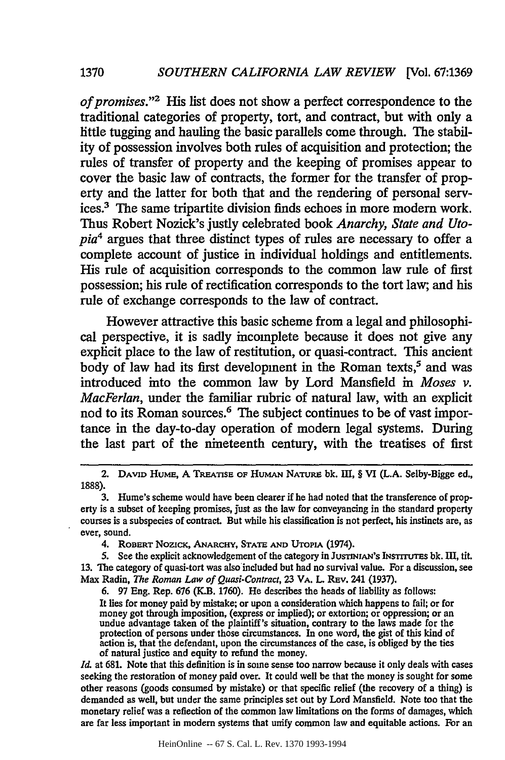*of promises*."[2] His list does not show a perfect correspondence to the traditional categories of property, tort, and contract, but with only a little tugging and hauling the basic parallels come through. The stability of possession involves both rules of acquisition and protection; the rules of transfer of property and the keeping of promises appear to cover the basic law of contracts, the former for the transfer of property and the latter for both that and the rendering of personal services.[3] The same tripartite division finds echoes in more modern work. Thus Robert Nozick's justly celebrated book *Anarchy, State and Utopia*[4] argues that three distinct types of rules are necessary to offer a complete account of justice in individual holdings and entitlements. His rule of acquisition corresponds to the common law rule of first possession; his rule of rectification corresponds to the tort law; and his rule of exchange corresponds to the law of contract.

However attractive this basic scheme from a legal and philosophical perspective, it is sadly incomplete because it does not give any explicit place to the law of restitution, or quasi-contract. This ancient body of law had its first development in the Roman texts,[5] and was introduced into the common law by Lord Mansfield in *Moses v. MacFerlan*, under the familiar rubric of natural law, with an explicit nod to its Roman sources.[6] The subject continues to be of vast importance in the day-to-day operation of modern legal systems. During the last part of the nineteenth century, with the treatises of first

---

2. DAVID HUME, A TREATISE OF HUMAN NATURE bk. III, § VI (L.A. Selby-Bigge ed., 1888).

3. Hume's scheme would have been clearer if he had noted that the transference of property is a subset of keeping promises, just as the law for conveyancing in the standard property courses is a subspecies of contract. But while his classification is not perfect, his instincts are, as ever, sound.

4. ROBERT NOZICK, ANARCHY, STATE AND UTOPIA (1974).

5. See the explicit acknowledgement of the category in JUSTINIAN'S INSTITUTES bk. III, tit. 13. The category of quasi-tort was also included but had no survival value. For a discussion, see Max Radin, *The Roman Law of Quasi-Contract*, 23 VA. L. REV. 241 (1937).

6. 97 Eng. Rep. 676 (K.B. 1760). He describes the heads of liability as follows:

> It lies for money paid by mistake; or upon a consideration which happens to fail; or for money got through imposition, (express or implied); or extortion; or oppression; or an undue advantage taken of the plaintiff's situation, contrary to the laws made for the protection of persons under those circumstances. In one word, the gist of this kind of action is, that the defendant, upon the circumstances of the case, is obliged by the ties of natural justice and equity to refund the money.

*Id.* at 681. Note that this definition is in some sense too narrow because it only deals with cases seeking the restoration of money paid over. It could well be that the money is sought for some other reasons (goods consumed by mistake) or that specific relief (the recovery of a thing) is demanded as well, but under the same principles set out by Lord Mansfield. Note too that the monetary relief was a reflection of the common law limitations on the forms of damages, which are far less important in modern systems that unify common law and equitable actions. For an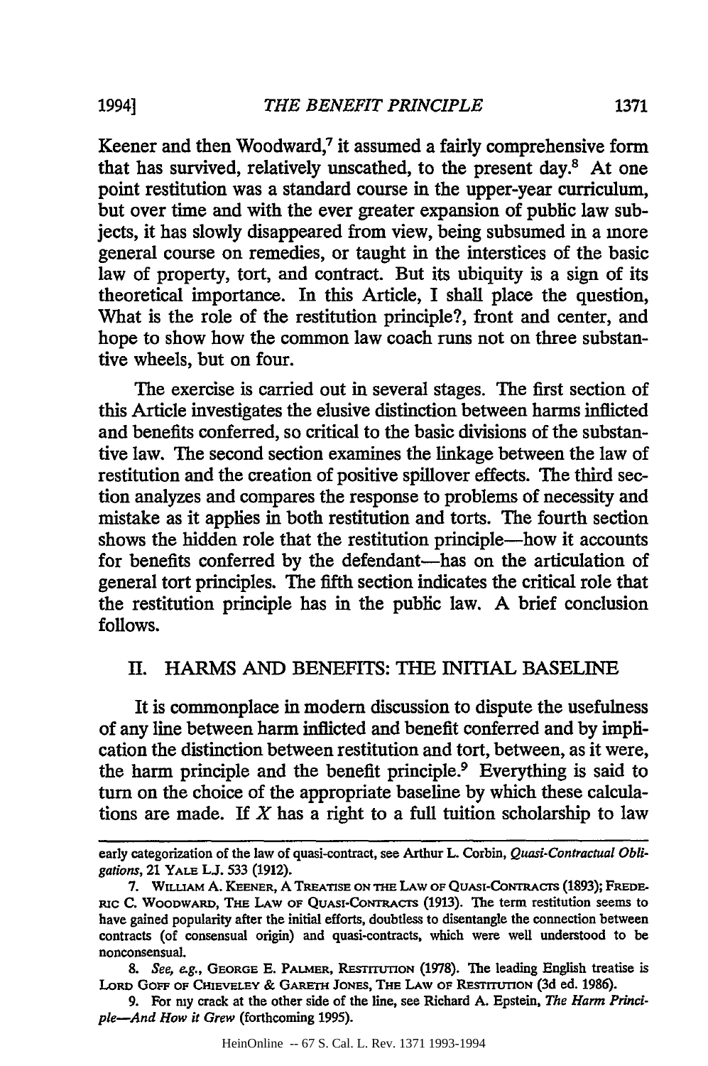Keener and then Woodward,[7] it assumed a fairly comprehensive form that has survived, relatively unscathed, to the present day.[8] At one point restitution was a standard course in the upper-year curriculum, but over time and with the ever greater expansion of public law subjects, it has slowly disappeared from view, being subsumed in a more general course on remedies, or taught in the interstices of the basic law of property, tort, and contract. But its ubiquity is a sign of its theoretical importance. In this Article, I shall place the question, What is the role of the restitution principle?, front and center, and hope to show how the common law coach runs not on three substantive wheels, but on four.

The exercise is carried out in several stages. The first section of this Article investigates the elusive distinction between harms inflicted and benefits conferred, so critical to the basic divisions of the substantive law. The second section examines the linkage between the law of restitution and the creation of positive spillover effects. The third section analyzes and compares the response to problems of necessity and mistake as it applies in both restitution and torts. The fourth section shows the hidden role that the restitution principle—how it accounts for benefits conferred by the defendant—has on the articulation of general tort principles. The fifth section indicates the critical role that the restitution principle has in the public law. A brief conclusion follows.

## II. HARMS AND BENEFITS: THE INITIAL BASELINE

It is commonplace in modern discussion to dispute the usefulness of any line between harm inflicted and benefit conferred and by implication the distinction between restitution and tort, between, as it were, the harm principle and the benefit principle.[9] Everything is said to turn on the choice of the appropriate baseline by which these calculations are made. If *X* has a right to a full tuition scholarship to law

---

early categorization of the law of quasi-contract, see Arthur L. Corbin, *Quasi-Contractual Obligations*, 21 YALE L.J. 533 (1912).

7. WILLIAM A. KEENER, A TREATISE ON THE LAW OF QUASI-CONTRACTS (1893); FREDERIC C. WOODWARD, THE LAW OF QUASI-CONTRACTS (1913). The term restitution seems to have gained popularity after the initial efforts, doubtless to disentangle the connection between contracts (of consensual origin) and quasi-contracts, which were well understood to be nonconsensual.

8. *See, e.g.*, GEORGE E. PALMER, RESTITUTION (1978). The leading English treatise is LORD GOFF OF CHIEVELEY & GARETH JONES, THE LAW OF RESTITUTION (3d ed. 1986).

9. For my crack at the other side of the line, see Richard A. Epstein, *The Harm Principle—And How it Grew* (forthcoming 1995).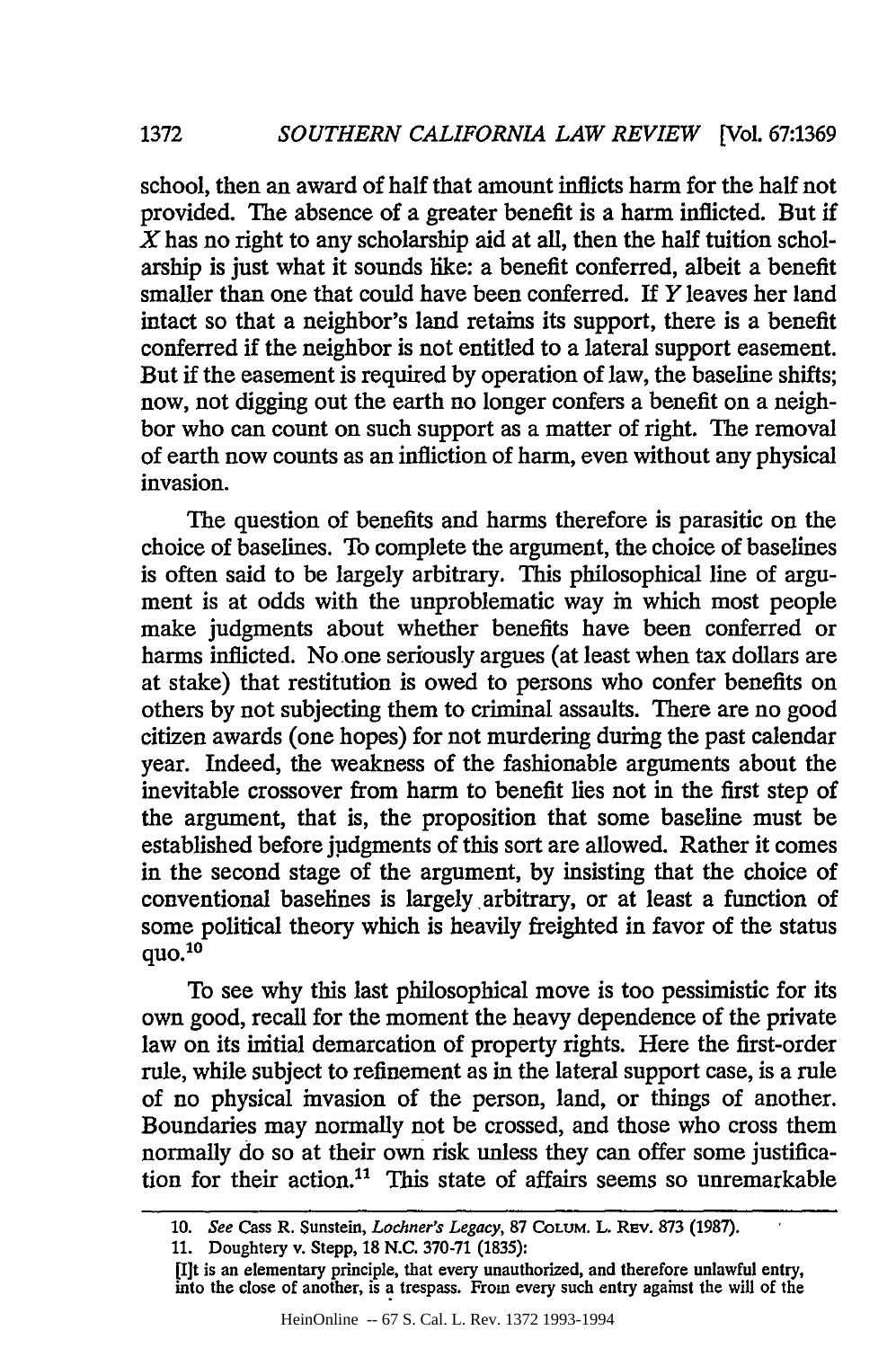school, then an award of half that amount inflicts harm for the half not provided. The absence of a greater benefit is a harm inflicted. But if $X$ has no right to any scholarship aid at all, then the half tuition scholarship is just what it sounds like: a benefit conferred, albeit a benefit smaller than one that could have been conferred. If $Y$ leaves her land intact so that a neighbor's land retains its support, there is a benefit conferred if the neighbor is not entitled to a lateral support easement. But if the easement is required by operation of law, the baseline shifts; now, not digging out the earth no longer confers a benefit on a neighbor who can count on such support as a matter of right. The removal of earth now counts as an infliction of harm, even without any physical invasion.

The question of benefits and harms therefore is parasitic on the choice of baselines. To complete the argument, the choice of baselines is often said to be largely arbitrary. This philosophical line of argument is at odds with the unproblematic way in which most people make judgments about whether benefits have been conferred or harms inflicted. No one seriously argues (at least when tax dollars are at stake) that restitution is owed to persons who confer benefits on others by not subjecting them to criminal assaults. There are no good citizen awards (one hopes) for not murdering during the past calendar year. Indeed, the weakness of the fashionable arguments about the inevitable crossover from harm to benefit lies not in the first step of the argument, that is, the proposition that some baseline must be established before judgments of this sort are allowed. Rather it comes in the second stage of the argument, by insisting that the choice of conventional baselines is largely arbitrary, or at least a function of some political theory which is heavily freighted in favor of the status quo.[10]

To see why this last philosophical move is too pessimistic for its own good, recall for the moment the heavy dependence of the private law on its initial demarcation of property rights. Here the first-order rule, while subject to refinement as in the lateral support case, is a rule of no physical invasion of the person, land, or things of another. Boundaries may normally not be crossed, and those who cross them normally do so at their own risk unless they can offer some justification for their action.[11] This state of affairs seems so unremarkable

---

10. *See* Cass R. Sunstein, *Lochner's Legacy*, 87 COLUM. L. REV. 873 (1987).

11. Doughtery v. Stepp, 18 N.C. 370-71 (1835):

[I]t is an elementary principle, that every unauthorized, and therefore unlawful entry, into the close of another, is a trespass. From every such entry against the will of the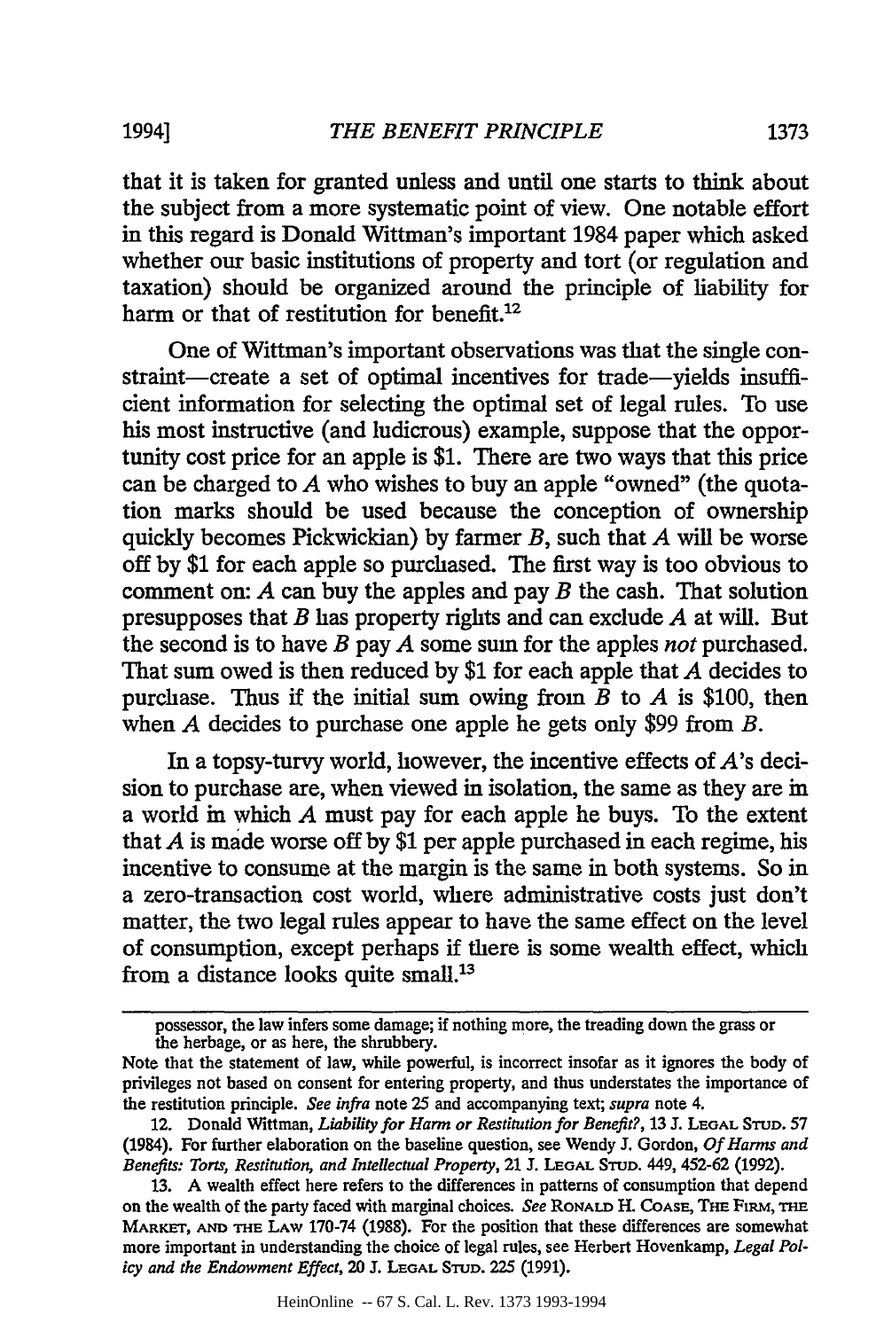that it is taken for granted unless and until one starts to think about the subject from a more systematic point of view. One notable effort in this regard is Donald Wittman's important 1984 paper which asked whether our basic institutions of property and tort (or regulation and taxation) should be organized around the principle of liability for harm or that of restitution for benefit.[12]

One of Wittman's important observations was that the single constraint—create a set of optimal incentives for trade—yields insufficient information for selecting the optimal set of legal rules. To use his most instructive (and ludicrous) example, suppose that the opportunity cost price for an apple is $1. There are two ways that this price can be charged to *A* who wishes to buy an apple "owned" (the quotation marks should be used because the conception of ownership quickly becomes Pickwickian) by farmer *B*, such that *A* will be worse off by $1 for each apple so purchased. The first way is too obvious to comment on: *A* can buy the apples and pay *B* the cash. That solution presupposes that *B* has property rights and can exclude *A* at will. But the second is to have *B* pay *A* some sum for the apples *not* purchased. That sum owed is then reduced by $1 for each apple that *A* decides to purchase. Thus if the initial sum owing from *B* to *A* is $100, then when *A* decides to purchase one apple he gets only $99 from *B*.

In a topsy-turvy world, however, the incentive effects of *A*'s decision to purchase are, when viewed in isolation, the same as they are in a world in which *A* must pay for each apple he buys. To the extent that *A* is made worse off by $1 per apple purchased in each regime, his incentive to consume at the margin is the same in both systems. So in a zero-transaction cost world, where administrative costs just don't matter, the two legal rules appear to have the same effect on the level of consumption, except perhaps if there is some wealth effect, which from a distance looks quite small.[13]

---

possessor, the law infers some damage; if nothing more, the treading down the grass or the herbage, or as here, the shrubbery.

Note that the statement of law, while powerful, is incorrect insofar as it ignores the body of privileges not based on consent for entering property, and thus understates the importance of the restitution principle. *See infra* note 25 and accompanying text; *supra* note 4.

12. Donald Wittman, *Liability for Harm or Restitution for Benefit?*, 13 J. LEGAL STUD. 57 (1984). For further elaboration on the baseline question, see Wendy J. Gordon, *Of Harms and Benefits: Torts, Restitution, and Intellectual Property*, 21 J. LEGAL STUD. 449, 452-62 (1992).

13. A wealth effect here refers to the differences in patterns of consumption that depend on the wealth of the party faced with marginal choices. *See* RONALD H. COASE, THE FIRM, THE MARKET, AND THE LAW 170-74 (1988). For the position that these differences are somewhat more important in understanding the choice of legal rules, see Herbert Hovenkamp, *Legal Policy and the Endowment Effect*, 20 J. LEGAL STUD. 225 (1991).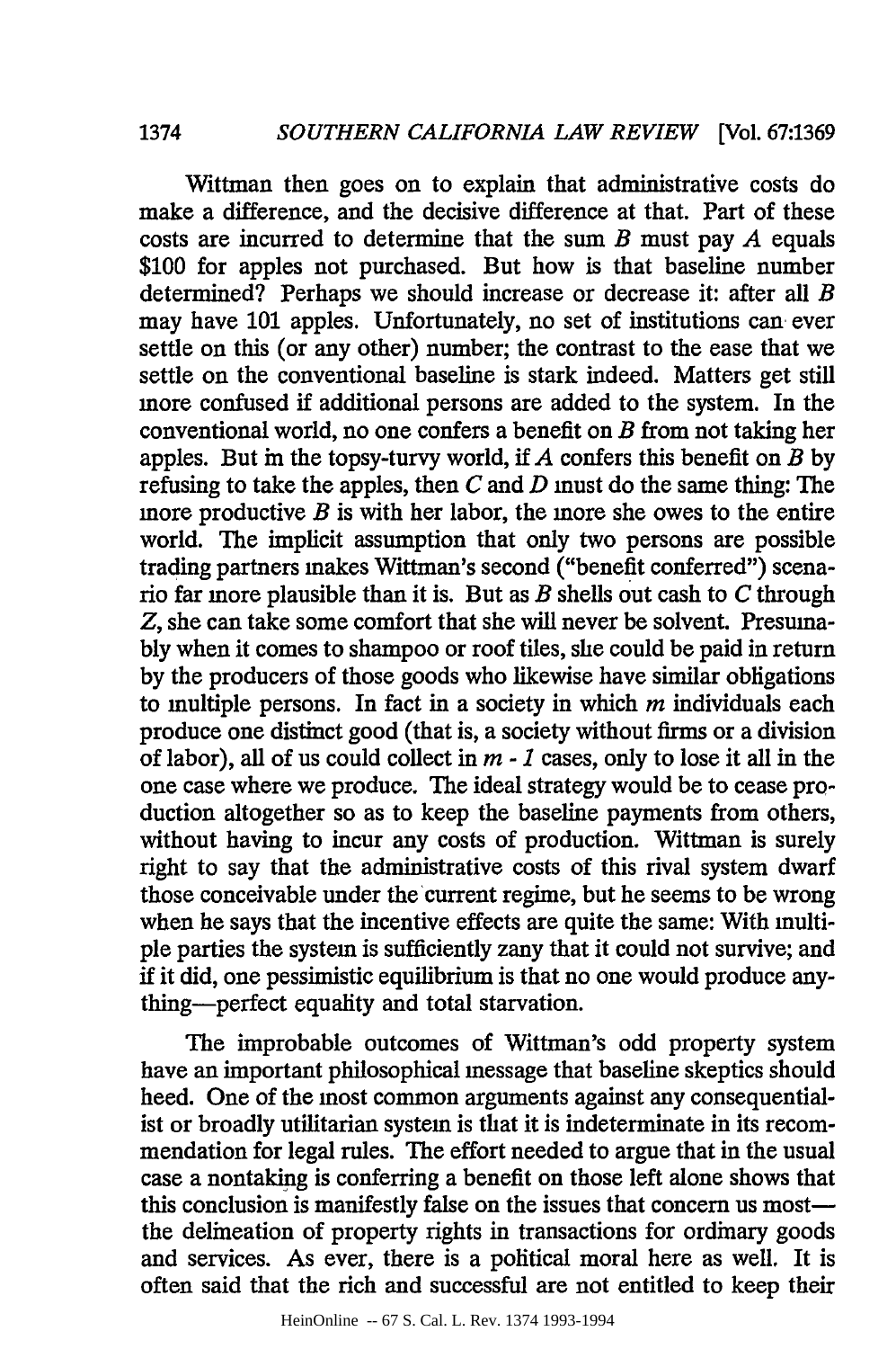Wittman then goes on to explain that administrative costs do make a difference, and the decisive difference at that. Part of these costs are incurred to determine that the sum *B* must pay *A* equals \$100 for apples not purchased. But how is that baseline number determined? Perhaps we should increase or decrease it: after all *B* may have 101 apples. Unfortunately, no set of institutions can ever settle on this (or any other) number; the contrast to the ease that we settle on the conventional baseline is stark indeed. Matters get still more confused if additional persons are added to the system. In the conventional world, no one confers a benefit on *B* from not taking her apples. But in the topsy-turvy world, if *A* confers this benefit on *B* by refusing to take the apples, then *C* and *D* must do the same thing: The more productive *B* is with her labor, the more she owes to the entire world. The implicit assumption that only two persons are possible trading partners makes Wittman's second ("benefit conferred") scenario far more plausible than it is. But as *B* shells out cash to *C* through *Z*, she can take some comfort that she will never be solvent. Presumably when it comes to shampoo or roof tiles, she could be paid in return by the producers of those goods who likewise have similar obligations to multiple persons. In fact in a society in which *m* individuals each produce one distinct good (that is, a society without firms or a division of labor), all of us could collect in $m - 1$ cases, only to lose it all in the one case where we produce. The ideal strategy would be to cease production altogether so as to keep the baseline payments from others, without having to incur any costs of production. Wittman is surely right to say that the administrative costs of this rival system dwarf those conceivable under the current regime, but he seems to be wrong when he says that the incentive effects are quite the same: With multiple parties the system is sufficiently zany that it could not survive; and if it did, one pessimistic equilibrium is that no one would produce anything—perfect equality and total starvation.

The improbable outcomes of Wittman's odd property system have an important philosophical message that baseline skeptics should heed. One of the most common arguments against any consequentialist or broadly utilitarian system is that it is indeterminate in its recommendation for legal rules. The effort needed to argue that in the usual case a nontaking is conferring a benefit on those left alone shows that this conclusion is manifestly false on the issues that concern us most—the delineation of property rights in transactions for ordinary goods and services. As ever, there is a political moral here as well. It is often said that the rich and successful are not entitled to keep their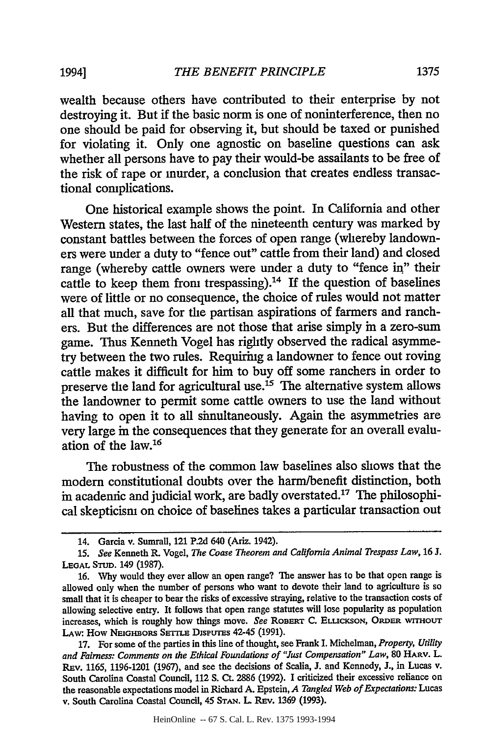wealth because others have contributed to their enterprise by not destroying it. But if the basic norm is one of noninterference, then no one should be paid for observing it, but should be taxed or punished for violating it. Only one agnostic on baseline questions can ask whether all persons have to pay their would-be assailants to be free of the risk of rape or murder, a conclusion that creates endless transactional complications.

One historical example shows the point. In California and other Western states, the last half of the nineteenth century was marked by constant battles between the forces of open range (whereby landowners were under a duty to "fence out" cattle from their land) and closed range (whereby cattle owners were under a duty to "fence in" their cattle to keep them from trespassing).[14] If the question of baselines were of little or no consequence, the choice of rules would not matter all that much, save for the partisan aspirations of farmers and ranchers. But the differences are not those that arise simply in a zero-sum game. Thus Kenneth Vogel has rightly observed the radical asymmetry between the two rules. Requiring a landowner to fence out roving cattle makes it difficult for him to buy off some ranchers in order to preserve the land for agricultural use.[15] The alternative system allows the landowner to permit some cattle owners to use the land without having to open it to all simultaneously. Again the asymmetries are very large in the consequences that they generate for an overall evaluation of the law.[16]

The robustness of the common law baselines also shows that the modern constitutional doubts over the harm/benefit distinction, both in academic and judicial work, are badly overstated.[17] The philosophical skepticism on choice of baselines takes a particular transaction out

---

14. Garcia v. Sumrall, 121 P.2d 640 (Ariz. 1942).

15. *See* Kenneth R. Vogel, *The Coase Theorem and California Animal Trespass Law*, 16 J. LEGAL STUD. 149 (1987).

16. Why would they ever allow an open range? The answer has to be that open range is allowed only when the number of persons who want to devote their land to agriculture is so small that it is cheaper to bear the risks of excessive straying, relative to the transaction costs of allowing selective entry. It follows that open range statutes will lose popularity as population increases, which is roughly how things move. *See* ROBERT C. ELLICKSON, ORDER WITHOUT LAW: HOW NEIGHBORS SETTLE DISPUTES 42-45 (1991).

17. For some of the parties in this line of thought, see Frank I. Michelman, *Property, Utility and Fairness: Comments on the Ethical Foundations of "Just Compensation" Law*, 80 HARV. L. REV. 1165, 1196-1201 (1967), and see the decisions of Scalia, J. and Kennedy, J., in Lucas v. South Carolina Coastal Council, 112 S. Ct. 2886 (1992). I criticized their excessive reliance on the reasonable expectations model in Richard A. Epstein, *A Tangled Web of Expectations:* Lucas v. South Carolina Coastal Council, 45 STAN. L. REV. 1369 (1993).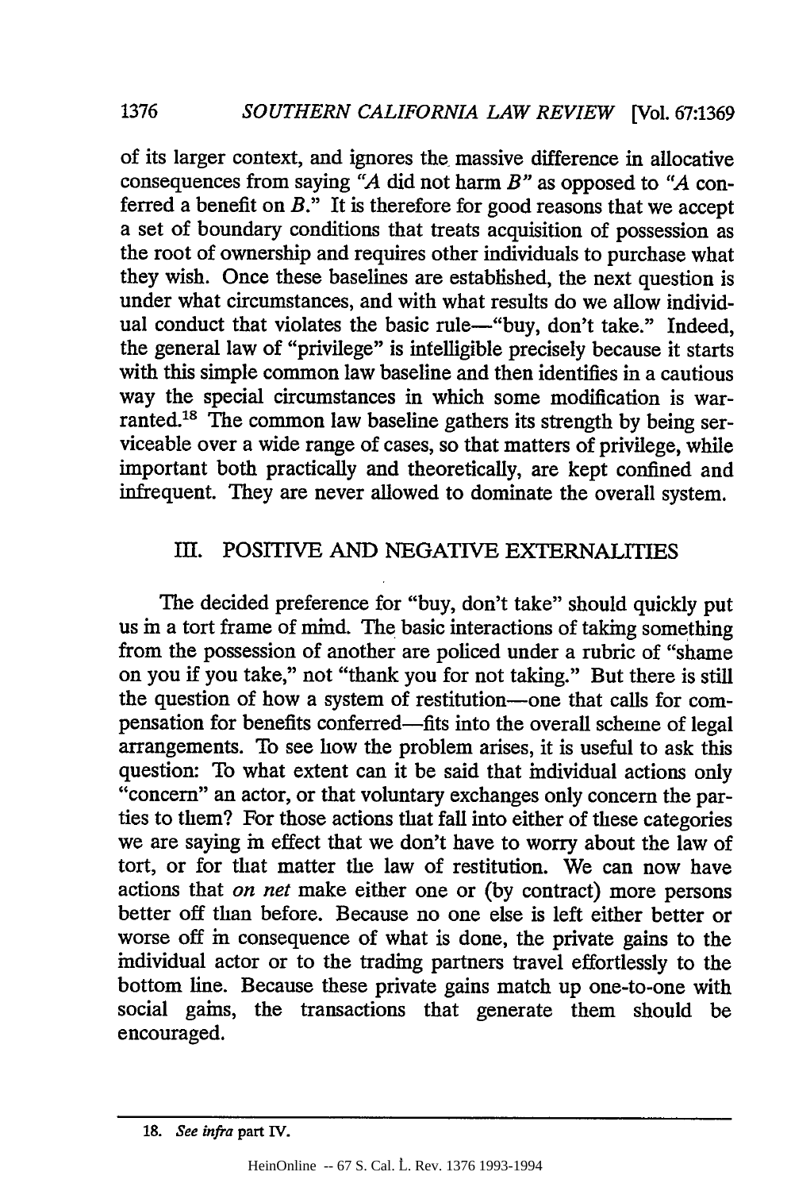of its larger context, and ignores the massive difference in allocative consequences from saying "*A* did not harm *B*" as opposed to "*A* conferred a benefit on *B*." It is therefore for good reasons that we accept a set of boundary conditions that treats acquisition of possession as the root of ownership and requires other individuals to purchase what they wish. Once these baselines are established, the next question is under what circumstances, and with what results do we allow individual conduct that violates the basic rule—"buy, don't take." Indeed, the general law of "privilege" is intelligible precisely because it starts with this simple common law baseline and then identifies in a cautious way the special circumstances in which some modification is warranted.[18] The common law baseline gathers its strength by being serviceable over a wide range of cases, so that matters of privilege, while important both practically and theoretically, are kept confined and infrequent. They are never allowed to dominate the overall system.

## III. POSITIVE AND NEGATIVE EXTERNALITIES

The decided preference for "buy, don't take" should quickly put us in a tort frame of mind. The basic interactions of taking something from the possession of another are policed under a rubric of "shame on you if you take," not "thank you for not taking." But there is still the question of how a system of restitution—one that calls for compensation for benefits conferred—fits into the overall scheme of legal arrangements. To see how the problem arises, it is useful to ask this question: To what extent can it be said that individual actions only "concern" an actor, or that voluntary exchanges only concern the parties to them? For those actions that fall into either of these categories we are saying in effect that we don't have to worry about the law of tort, or for that matter the law of restitution. We can now have actions that *on net* make either one or (by contract) more persons better off than before. Because no one else is left either better or worse off in consequence of what is done, the private gains to the individual actor or to the trading partners travel effortlessly to the bottom line. Because these private gains match up one-to-one with social gains, the transactions that generate them should be encouraged.

---

18. *See infra* part IV.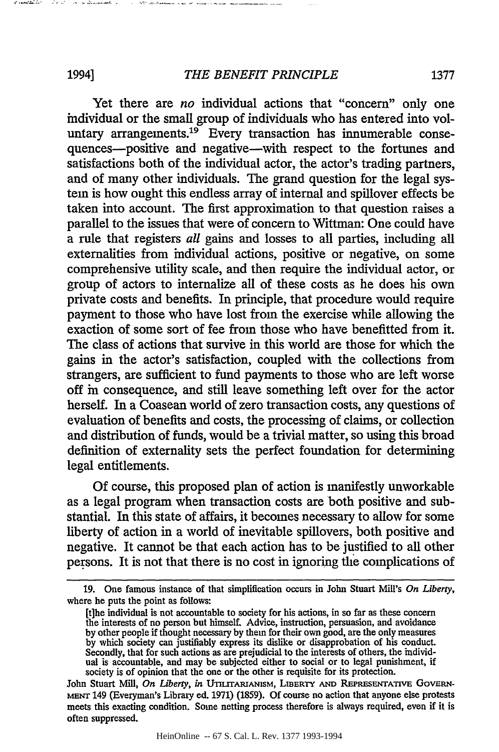Yet there are *no* individual actions that "concern" only one individual or the small group of individuals who has entered into voluntary arrangements.[19] Every transaction has innumerable consequences—positive and negative—with respect to the fortunes and satisfactions both of the individual actor, the actor's trading partners, and of many other individuals. The grand question for the legal system is how ought this endless array of internal and spillover effects be taken into account. The first approximation to that question raises a parallel to the issues that were of concern to Wittman: One could have a rule that registers *all* gains and losses to all parties, including all externalities from individual actions, positive or negative, on some comprehensive utility scale, and then require the individual actor, or group of actors to internalize all of these costs as he does his own private costs and benefits. In principle, that procedure would require payment to those who have lost from the exercise while allowing the exaction of some sort of fee from those who have benefitted from it. The class of actions that survive in this world are those for which the gains in the actor's satisfaction, coupled with the collections from strangers, are sufficient to fund payments to those who are left worse off in consequence, and still leave something left over for the actor herself. In a Coasean world of zero transaction costs, any questions of evaluation of benefits and costs, the processing of claims, or collection and distribution of funds, would be a trivial matter, so using this broad definition of externality sets the perfect foundation for determining legal entitlements.

Of course, this proposed plan of action is manifestly unworkable as a legal program when transaction costs are both positive and substantial. In this state of affairs, it becomes necessary to allow for some liberty of action in a world of inevitable spillovers, both positive and negative. It cannot be that each action has to be justified to all other persons. It is not that there is no cost in ignoring the complications of

---

19. One famous instance of that simplification occurs in John Stuart Mill's *On Liberty*, where he puts the point as follows:

> [t]he individual is not accountable to society for his actions, in so far as these concern the interests of no person but himself. Advice, instruction, persuasion, and avoidance by other people if thought necessary by them for their own good, are the only measures by which society can justifiably express its dislike or disapprobation of his conduct. Secondly, that for such actions as are prejudicial to the interests of others, the individual is accountable, and may be subjected either to social or to legal punishment, if society is of opinion that the one or the other is requisite for its protection.

John Stuart Mill, *On Liberty*, *in* UTILITARIANISM, LIBERTY AND REPRESENTATIVE GOVERNMENT 149 (Everyman's Library ed. 1971) (1859). Of course no action that anyone else protests meets this exacting condition. Some netting process therefore is always required, even if it is often suppressed.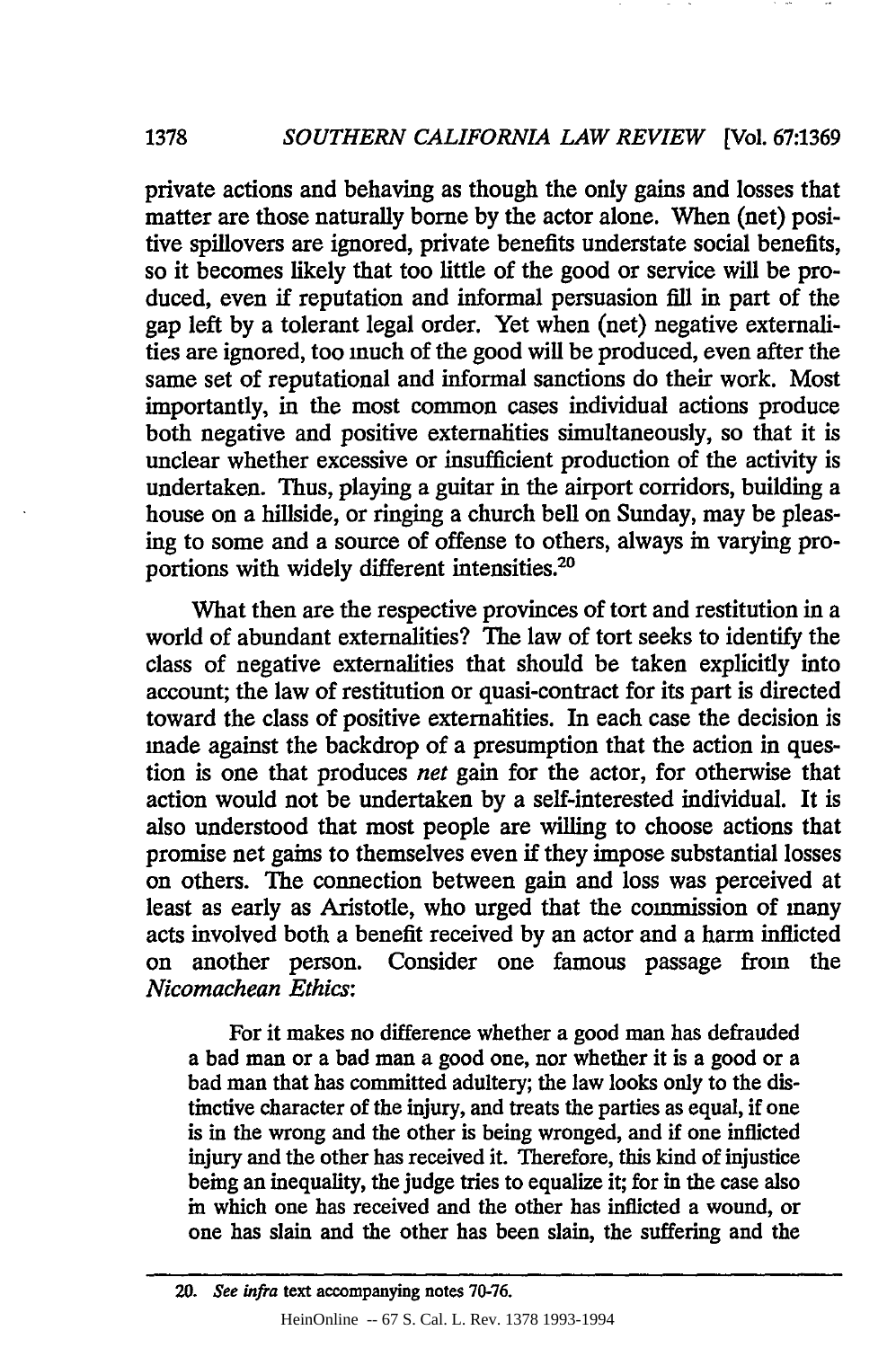private actions and behaving as though the only gains and losses that matter are those naturally borne by the actor alone. When (net) positive spillovers are ignored, private benefits understate social benefits, so it becomes likely that too little of the good or service will be produced, even if reputation and informal persuasion fill in part of the gap left by a tolerant legal order. Yet when (net) negative externalities are ignored, too much of the good will be produced, even after the same set of reputational and informal sanctions do their work. Most importantly, in the most common cases individual actions produce both negative and positive externalities simultaneously, so that it is unclear whether excessive or insufficient production of the activity is undertaken. Thus, playing a guitar in the airport corridors, building a house on a hillside, or ringing a church bell on Sunday, may be pleasing to some and a source of offense to others, always in varying proportions with widely different intensities.[20]

What then are the respective provinces of tort and restitution in a world of abundant externalities? The law of tort seeks to identify the class of negative externalities that should be taken explicitly into account; the law of restitution or quasi-contract for its part is directed toward the class of positive externalities. In each case the decision is made against the backdrop of a presumption that the action in question is one that produces *net* gain for the actor, for otherwise that action would not be undertaken by a self-interested individual. It is also understood that most people are willing to choose actions that promise net gains to themselves even if they impose substantial losses on others. The connection between gain and loss was perceived at least as early as Aristotle, who urged that the commission of many acts involved both a benefit received by an actor and a harm inflicted on another person. Consider one famous passage from the *Nicomachean Ethics*:

> For it makes no difference whether a good man has defrauded a bad man or a bad man a good one, nor whether it is a good or a bad man that has committed adultery; the law looks only to the distinctive character of the injury, and treats the parties as equal, if one is in the wrong and the other is being wronged, and if one inflicted injury and the other has received it. Therefore, this kind of injustice being an inequality, the judge tries to equalize it; for in the case also in which one has received and the other has inflicted a wound, or one has slain and the other has been slain, the suffering and the

---

20. *See infra* text accompanying notes 70-76.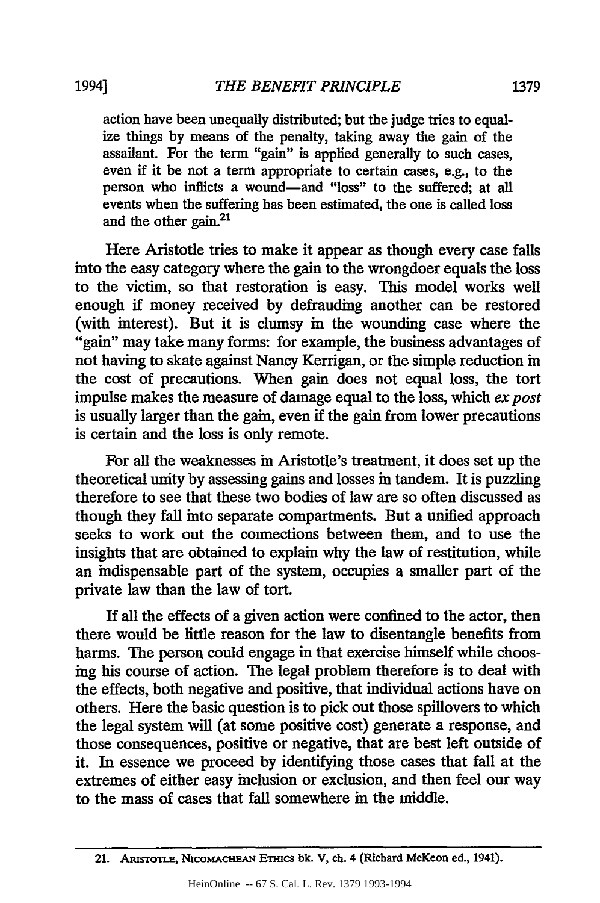> action have been unequally distributed; but the judge tries to equalize things by means of the penalty, taking away the gain of the assailant. For the term "gain" is applied generally to such cases, even if it be not a term appropriate to certain cases, e.g., to the person who inflicts a wound—and "loss" to the suffered; at all events when the suffering has been estimated, the one is called loss and the other gain.[21]

Here Aristotle tries to make it appear as though every case falls into the easy category where the gain to the wrongdoer equals the loss to the victim, so that restoration is easy. This model works well enough if money received by defrauding another can be restored (with interest). But it is clumsy in the wounding case where the "gain" may take many forms: for example, the business advantages of not having to skate against Nancy Kerrigan, or the simple reduction in the cost of precautions. When gain does not equal loss, the tort impulse makes the measure of damage equal to the loss, which *ex post* is usually larger than the gain, even if the gain from lower precautions is certain and the loss is only remote.

For all the weaknesses in Aristotle's treatment, it does set up the theoretical unity by assessing gains and losses in tandem. It is puzzling therefore to see that these two bodies of law are so often discussed as though they fall into separate compartments. But a unified approach seeks to work out the connections between them, and to use the insights that are obtained to explain why the law of restitution, while an indispensable part of the system, occupies a smaller part of the private law than the law of tort.

If all the effects of a given action were confined to the actor, then there would be little reason for the law to disentangle benefits from harms. The person could engage in that exercise himself while choosing his course of action. The legal problem therefore is to deal with the effects, both negative and positive, that individual actions have on others. Here the basic question is to pick out those spillovers to which the legal system will (at some positive cost) generate a response, and those consequences, positive or negative, that are best left outside of it. In essence we proceed by identifying those cases that fall at the extremes of either easy inclusion or exclusion, and then feel our way to the mass of cases that fall somewhere in the middle.

---

21. Aristotle, Nicomachean Ethics bk. V, ch. 4 (Richard McKeon ed., 1941).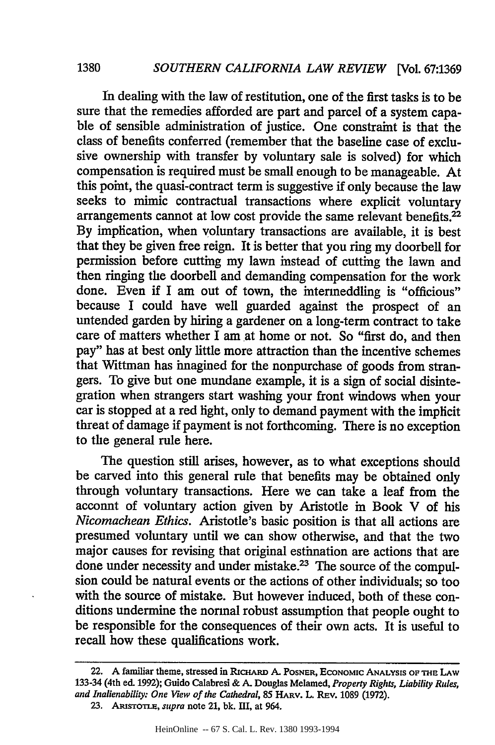In dealing with the law of restitution, one of the first tasks is to be sure that the remedies afforded are part and parcel of a system capable of sensible administration of justice. One constraint is that the class of benefits conferred (remember that the baseline case of exclusive ownership with transfer by voluntary sale is solved) for which compensation is required must be small enough to be manageable. At this point, the quasi-contract term is suggestive if only because the law seeks to mimic contractual transactions where explicit voluntary arrangements cannot at low cost provide the same relevant benefits.[22] By implication, when voluntary transactions are available, it is best that they be given free reign. It is better that you ring my doorbell for permission before cutting my lawn instead of cutting the lawn and then ringing the doorbell and demanding compensation for the work done. Even if I am out of town, the intermeddling is "officious" because I could have well guarded against the prospect of an untended garden by hiring a gardener on a long-term contract to take care of matters whether I am at home or not. So "first do, and then pay" has at best only little more attraction than the incentive schemes that Wittman has imagined for the nonpurchase of goods from strangers. To give but one mundane example, it is a sign of social disintegration when strangers start washing your front windows when your car is stopped at a red light, only to demand payment with the implicit threat of damage if payment is not forthcoming. There is no exception to the general rule here.

The question still arises, however, as to what exceptions should be carved into this general rule that benefits may be obtained only through voluntary transactions. Here we can take a leaf from the acconnt of voluntary action given by Aristotle in Book V of his *Nicomachean Ethics*. Aristotle's basic position is that all actions are presumed voluntary until we can show otherwise, and that the two major causes for revising that original estimation are actions that are done under necessity and under mistake.[23] The source of the compulsion could be natural events or the actions of other individuals; so too with the source of mistake. But however induced, both of these conditions undermine the normal robust assumption that people ought to be responsible for the consequences of their own acts. It is useful to recall how these qualifications work.

---

22. A familiar theme, stressed in RICHARD A. POSNER, ECONOMIC ANALYSIS OF THE LAW 133-34 (4th ed. 1992); Guido Calabresi & A. Douglas Melamed, *Property Rights, Liability Rules, and Inalienability: One View of the Cathedral*, 85 HARV. L. REV. 1089 (1972).

23. ARISTOTLE, *supra* note 21, bk. III, at 964.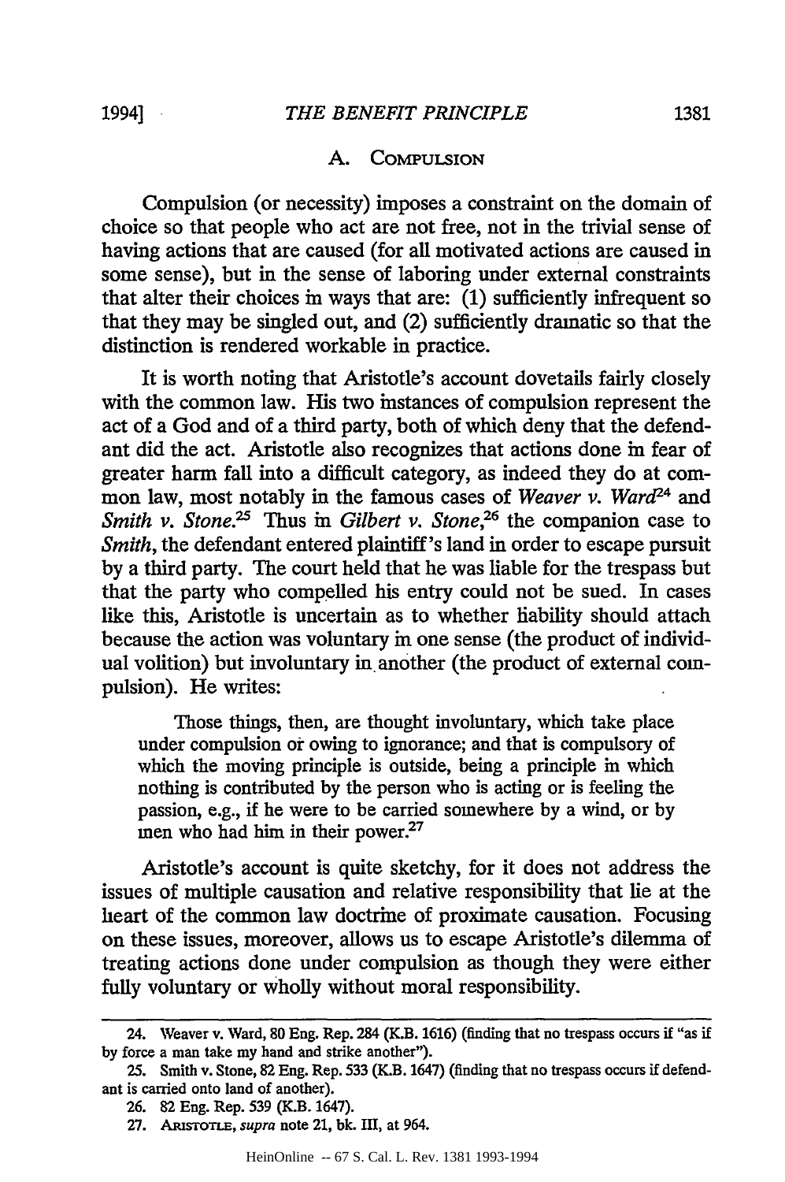### A. Compulsion

Compulsion (or necessity) imposes a constraint on the domain of choice so that people who act are not free, not in the trivial sense of having actions that are caused (for all motivated actions are caused in some sense), but in the sense of laboring under external constraints that alter their choices in ways that are: (1) sufficiently infrequent so that they may be singled out, and (2) sufficiently dramatic so that the distinction is rendered workable in practice.

It is worth noting that Aristotle's account dovetails fairly closely with the common law. His two instances of compulsion represent the act of a God and of a third party, both of which deny that the defendant did the act. Aristotle also recognizes that actions done in fear of greater harm fall into a difficult category, as indeed they do at common law, most notably in the famous cases of *Weaver v. Ward*[24] and *Smith v. Stone*.[25] Thus in *Gilbert v. Stone*,[26] the companion case to *Smith*, the defendant entered plaintiff's land in order to escape pursuit by a third party. The court held that he was liable for the trespass but that the party who compelled his entry could not be sued. In cases like this, Aristotle is uncertain as to whether liability should attach because the action was voluntary in one sense (the product of individual volition) but involuntary in another (the product of external compulsion). He writes:

> Those things, then, are thought involuntary, which take place under compulsion or owing to ignorance; and that is compulsory of which the moving principle is outside, being a principle in which nothing is contributed by the person who is acting or is feeling the passion, e.g., if he were to be carried somewhere by a wind, or by men who had him in their power.[27]

Aristotle's account is quite sketchy, for it does not address the issues of multiple causation and relative responsibility that lie at the heart of the common law doctrine of proximate causation. Focusing on these issues, moreover, allows us to escape Aristotle's dilemma of treating actions done under compulsion as though they were either fully voluntary or wholly without moral responsibility.

---

24. Weaver v. Ward, 80 Eng. Rep. 284 (K.B. 1616) (finding that no trespass occurs if "as if by force a man take my hand and strike another").

25. Smith v. Stone, 82 Eng. Rep. 533 (K.B. 1647) (finding that no trespass occurs if defendant is carried onto land of another).

26. 82 Eng. Rep. 539 (K.B. 1647).

27. Aristotle, *supra* note 21, bk. III, at 964.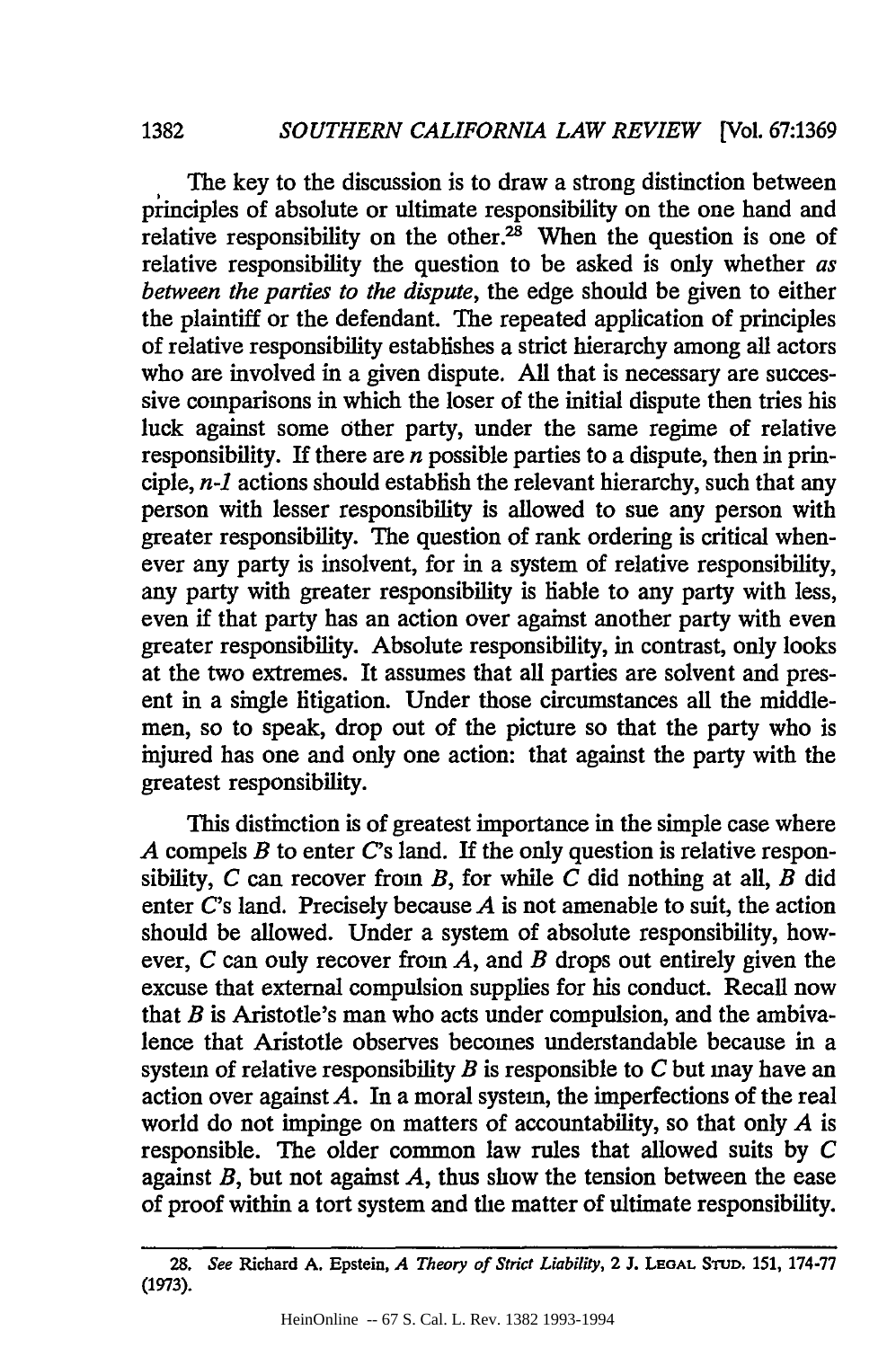The key to the discussion is to draw a strong distinction between principles of absolute or ultimate responsibility on the one hand and relative responsibility on the other.[28] When the question is one of relative responsibility the question to be asked is only whether *as between the parties to the dispute*, the edge should be given to either the plaintiff or the defendant. The repeated application of principles of relative responsibility establishes a strict hierarchy among all actors who are involved in a given dispute. All that is necessary are successive comparisons in which the loser of the initial dispute then tries his luck against some other party, under the same regime of relative responsibility. If there are *n* possible parties to a dispute, then in principle, *n-1* actions should establish the relevant hierarchy, such that any person with lesser responsibility is allowed to sue any person with greater responsibility. The question of rank ordering is critical whenever any party is insolvent, for in a system of relative responsibility, any party with greater responsibility is liable to any party with less, even if that party has an action over against another party with even greater responsibility. Absolute responsibility, in contrast, only looks at the two extremes. It assumes that all parties are solvent and present in a single litigation. Under those circumstances all the middlemen, so to speak, drop out of the picture so that the party who is injured has one and only one action: that against the party with the greatest responsibility.

This distinction is of greatest importance in the simple case where *A* compels *B* to enter *C*'s land. If the only question is relative responsibility, *C* can recover from *B*, for while *C* did nothing at all, *B* did enter *C*'s land. Precisely because *A* is not amenable to suit, the action should be allowed. Under a system of absolute responsibility, however, *C* can only recover from *A*, and *B* drops out entirely given the excuse that external compulsion supplies for his conduct. Recall now that *B* is Aristotle's man who acts under compulsion, and the ambivalence that Aristotle observes becomes understandable because in a system of relative responsibility *B* is responsible to *C* but may have an action over against *A*. In a moral system, the imperfections of the real world do not impinge on matters of accountability, so that only *A* is responsible. The older common law rules that allowed suits by *C* against *B*, but not against *A*, thus show the tension between the ease of proof within a tort system and the matter of ultimate responsibility.

---

28. *See* Richard A. Epstein, *A Theory of Strict Liability*, 2 J. LEGAL STUD. 151, 174-77 (1973).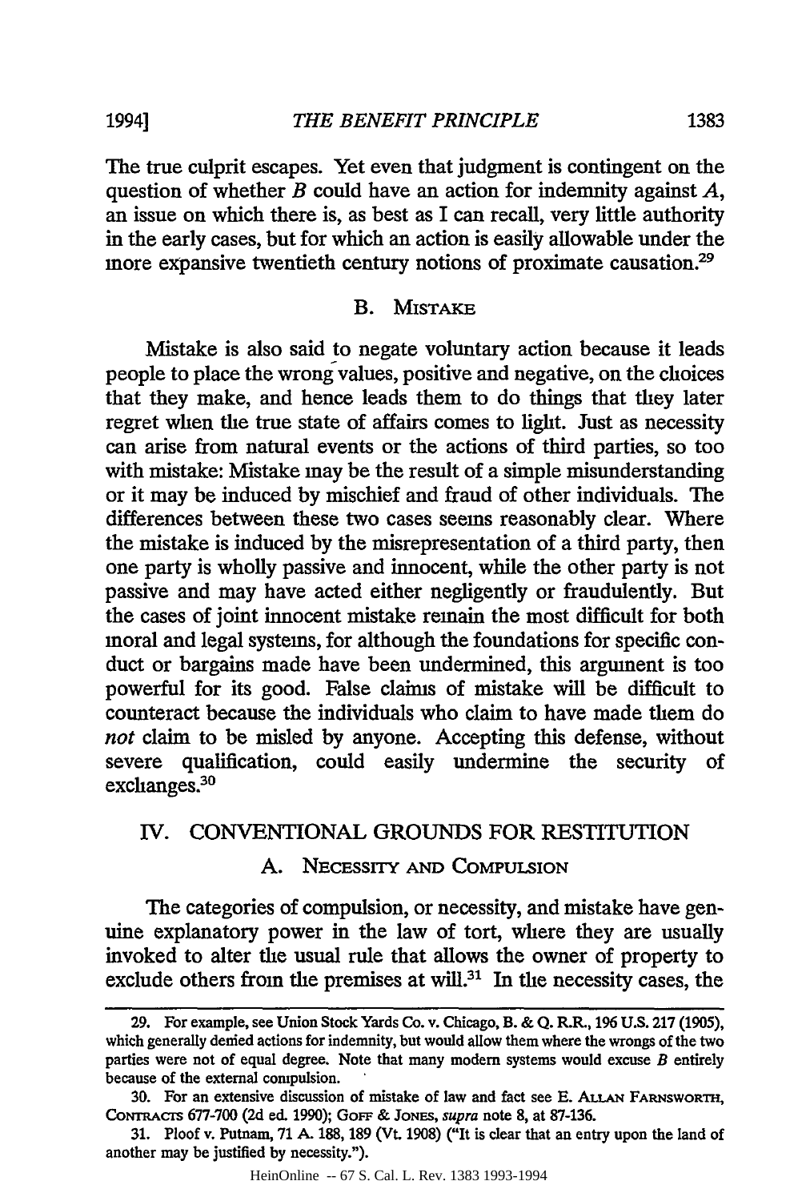The true culprit escapes. Yet even that judgment is contingent on the question of whether *B* could have an action for indemnity against *A*, an issue on which there is, as best as I can recall, very little authority in the early cases, but for which an action is easily allowable under the more expansive twentieth century notions of proximate causation.[29]

### B. Mistake

Mistake is also said to negate voluntary action because it leads people to place the wrong values, positive and negative, on the choices that they make, and hence leads them to do things that they later regret when the true state of affairs comes to light. Just as necessity can arise from natural events or the actions of third parties, so too with mistake: Mistake may be the result of a simple misunderstanding or it may be induced by mischief and fraud of other individuals. The differences between these two cases seems reasonably clear. Where the mistake is induced by the misrepresentation of a third party, then one party is wholly passive and innocent, while the other party is not passive and may have acted either negligently or fraudulently. But the cases of joint innocent mistake remain the most difficult for both moral and legal systems, for although the foundations for specific conduct or bargains made have been undermined, this argument is too powerful for its good. False claims of mistake will be difficult to counteract because the individuals who claim to have made them do *not* claim to be misled by anyone. Accepting this defense, without severe qualification, could easily undermine the security of exchanges.[30]

## IV. CONVENTIONAL GROUNDS FOR RESTITUTION

### A. Necessity and Compulsion

The categories of compulsion, or necessity, and mistake have genuine explanatory power in the law of tort, where they are usually invoked to alter the usual rule that allows the owner of property to exclude others from the premises at will.[31] In the necessity cases, the

---

29. For example, see Union Stock Yards Co. v. Chicago, B. & Q. R.R., 196 U.S. 217 (1905), which generally denied actions for indemnity, but would allow them where the wrongs of the two parties were not of equal degree. Note that many modern systems would excuse *B* entirely because of the external compulsion.

30. For an extensive discussion of mistake of law and fact see E. Allan Farnsworth, Contracts 677-700 (2d ed. 1990); Goff & Jones, *supra* note 8, at 87-136.

31. Ploof v. Putnam, 71 A. 188, 189 (Vt. 1908) ("It is clear that an entry upon the land of another may be justified by necessity.").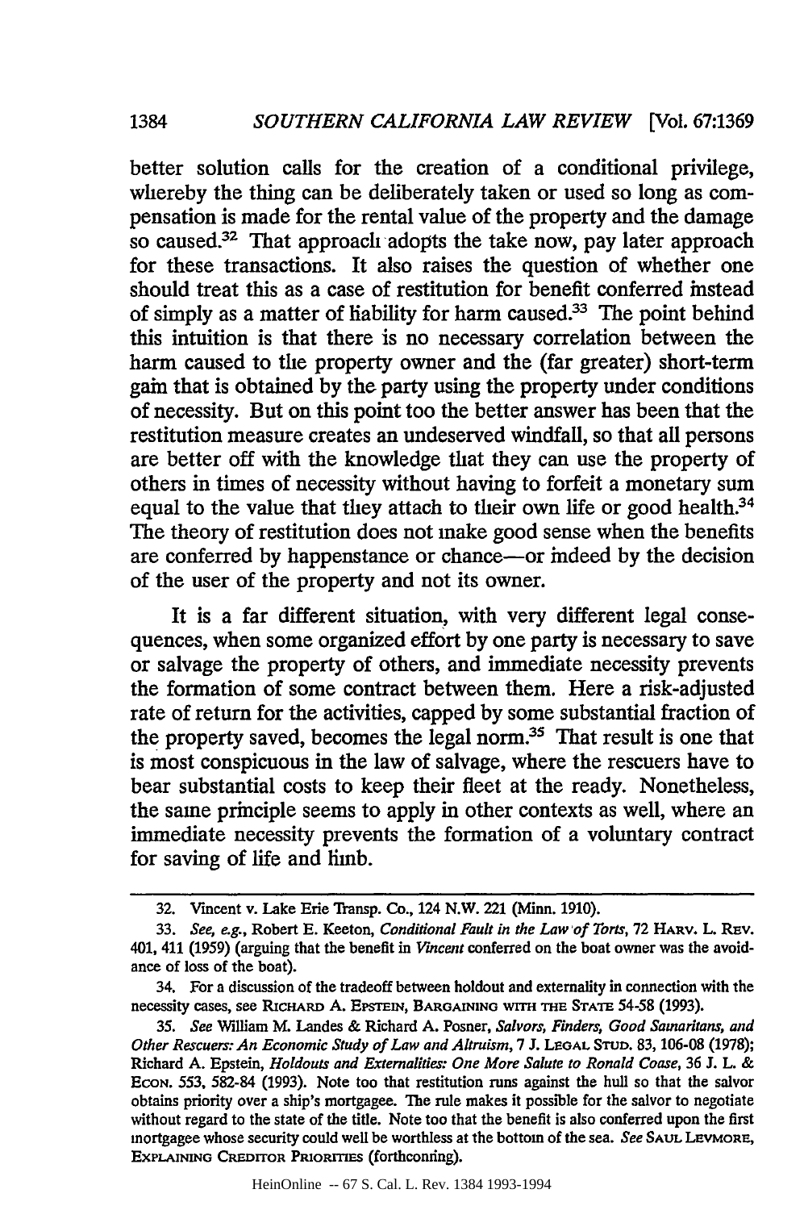better solution calls for the creation of a conditional privilege, whereby the thing can be deliberately taken or used so long as compensation is made for the rental value of the property and the damage so caused.[32] That approach adopts the take now, pay later approach for these transactions. It also raises the question of whether one should treat this as a case of restitution for benefit conferred instead of simply as a matter of liability for harm caused.[33] The point behind this intuition is that there is no necessary correlation between the harm caused to the property owner and the (far greater) short-term gain that is obtained by the party using the property under conditions of necessity. But on this point too the better answer has been that the restitution measure creates an undeserved windfall, so that all persons are better off with the knowledge that they can use the property of others in times of necessity without having to forfeit a monetary sum equal to the value that they attach to their own life or good health.[34] The theory of restitution does not make good sense when the benefits are conferred by happenstance or chance—or indeed by the decision of the user of the property and not its owner.

It is a far different situation, with very different legal consequences, when some organized effort by one party is necessary to save or salvage the property of others, and immediate necessity prevents the formation of some contract between them. Here a risk-adjusted rate of return for the activities, capped by some substantial fraction of the property saved, becomes the legal norm.[35] That result is one that is most conspicuous in the law of salvage, where the rescuers have to bear substantial costs to keep their fleet at the ready. Nonetheless, the same principle seems to apply in other contexts as well, where an immediate necessity prevents the formation of a voluntary contract for saving of life and limb.

---

32. Vincent v. Lake Erie Transp. Co., 124 N.W. 221 (Minn. 1910).

33. *See, e.g.*, Robert E. Keeton, *Conditional Fault in the Law of Torts*, 72 HARV. L. REV. 401, 411 (1959) (arguing that the benefit in *Vincent* conferred on the boat owner was the avoidance of loss of the boat).

34. For a discussion of the tradeoff between holdout and externality in connection with the necessity cases, see RICHARD A. EPSTEIN, BARGAINING WITH THE STATE 54-58 (1993).

35. *See* William M. Landes & Richard A. Posner, *Salvors, Finders, Good Samaritans, and Other Rescuers: An Economic Study of Law and Altruism*, 7 J. LEGAL STUD. 83, 106-08 (1978); Richard A. Epstein, *Holdouts and Externalities: One More Salute to Ronald Coase*, 36 J. L. & ECON. 553, 582-84 (1993). Note too that restitution runs against the hull so that the salvor obtains priority over a ship's mortgagee. The rule makes it possible for the salvor to negotiate without regard to the state of the title. Note too that the benefit is also conferred upon the first mortgagee whose security could well be worthless at the bottom of the sea. *See* SAUL LEVMORE, EXPLAINING CREDITOR PRIORITIES (forthcoming).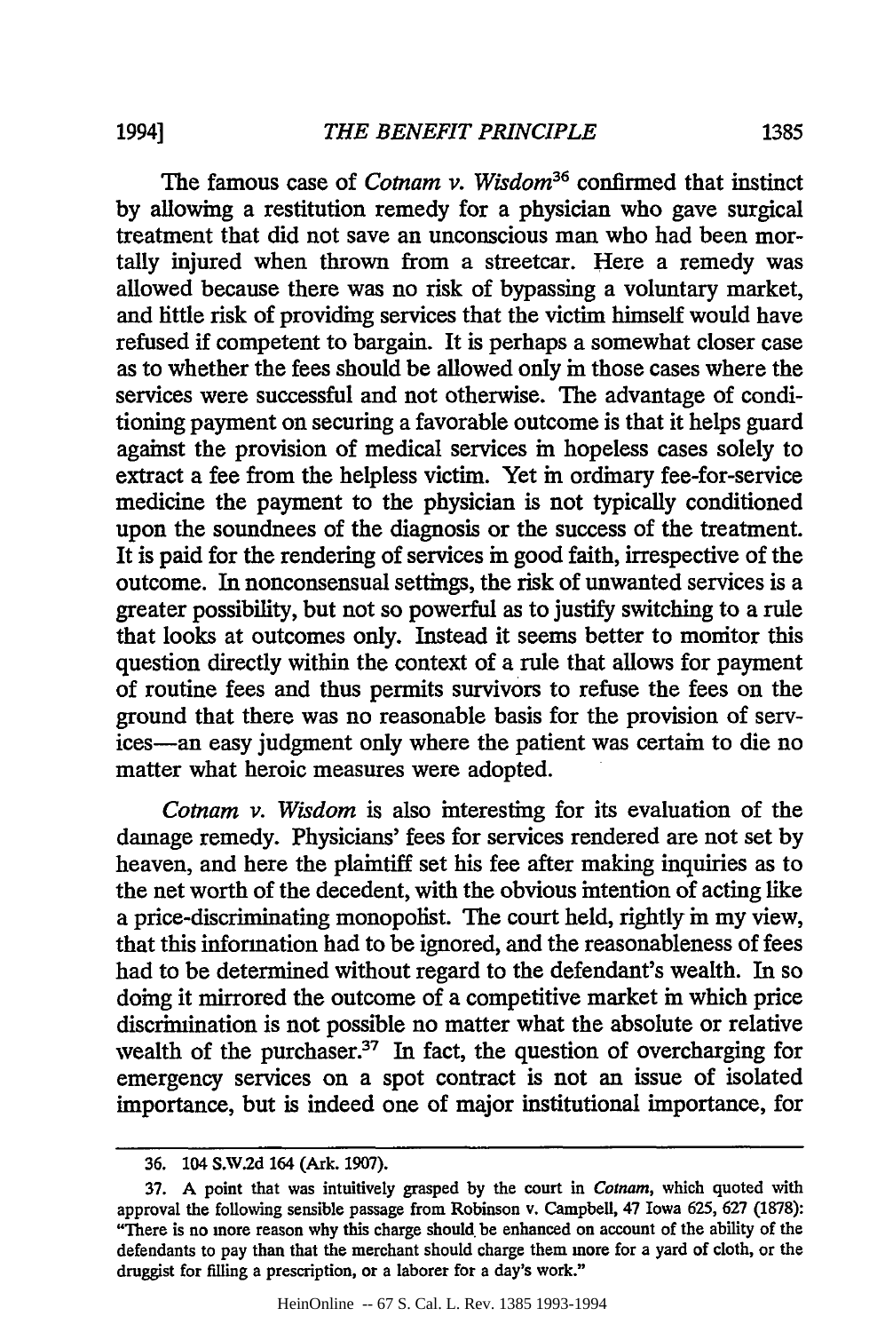The famous case of *Cotnam v. Wisdom*[36] confirmed that instinct by allowing a restitution remedy for a physician who gave surgical treatment that did not save an unconscious man who had been mortally injured when thrown from a streetcar. Here a remedy was allowed because there was no risk of bypassing a voluntary market, and little risk of providing services that the victim himself would have refused if competent to bargain. It is perhaps a somewhat closer case as to whether the fees should be allowed only in those cases where the services were successful and not otherwise. The advantage of conditioning payment on securing a favorable outcome is that it helps guard against the provision of medical services in hopeless cases solely to extract a fee from the helpless victim. Yet in ordinary fee-for-service medicine the payment to the physician is not typically conditioned upon the soundnees of the diagnosis or the success of the treatment. It is paid for the rendering of services in good faith, irrespective of the outcome. In nonconsensual settings, the risk of unwanted services is a greater possibility, but not so powerful as to justify switching to a rule that looks at outcomes only. Instead it seems better to monitor this question directly within the context of a rule that allows for payment of routine fees and thus permits survivors to refuse the fees on the ground that there was no reasonable basis for the provision of services—an easy judgment only where the patient was certain to die no matter what heroic measures were adopted.

*Cotnam v. Wisdom* is also interesting for its evaluation of the damage remedy. Physicians' fees for services rendered are not set by heaven, and here the plaintiff set his fee after making inquiries as to the net worth of the decedent, with the obvious intention of acting like a price-discriminating monopolist. The court held, rightly in my view, that this information had to be ignored, and the reasonableness of fees had to be determined without regard to the defendant's wealth. In so doing it mirrored the outcome of a competitive market in which price discrimination is not possible no matter what the absolute or relative wealth of the purchaser.[37] In fact, the question of overcharging for emergency services on a spot contract is not an issue of isolated importance, but is indeed one of major institutional importance, for

---

36. 104 S.W.2d 164 (Ark. 1907).

37. A point that was intuitively grasped by the court in *Cotnam*, which quoted with approval the following sensible passage from Robinson v. Campbell, 47 Iowa 625, 627 (1878): "There is no more reason why this charge should be enhanced on account of the ability of the defendants to pay than that the merchant should charge them more for a yard of cloth, or the druggist for filling a prescription, or a laborer for a day's work."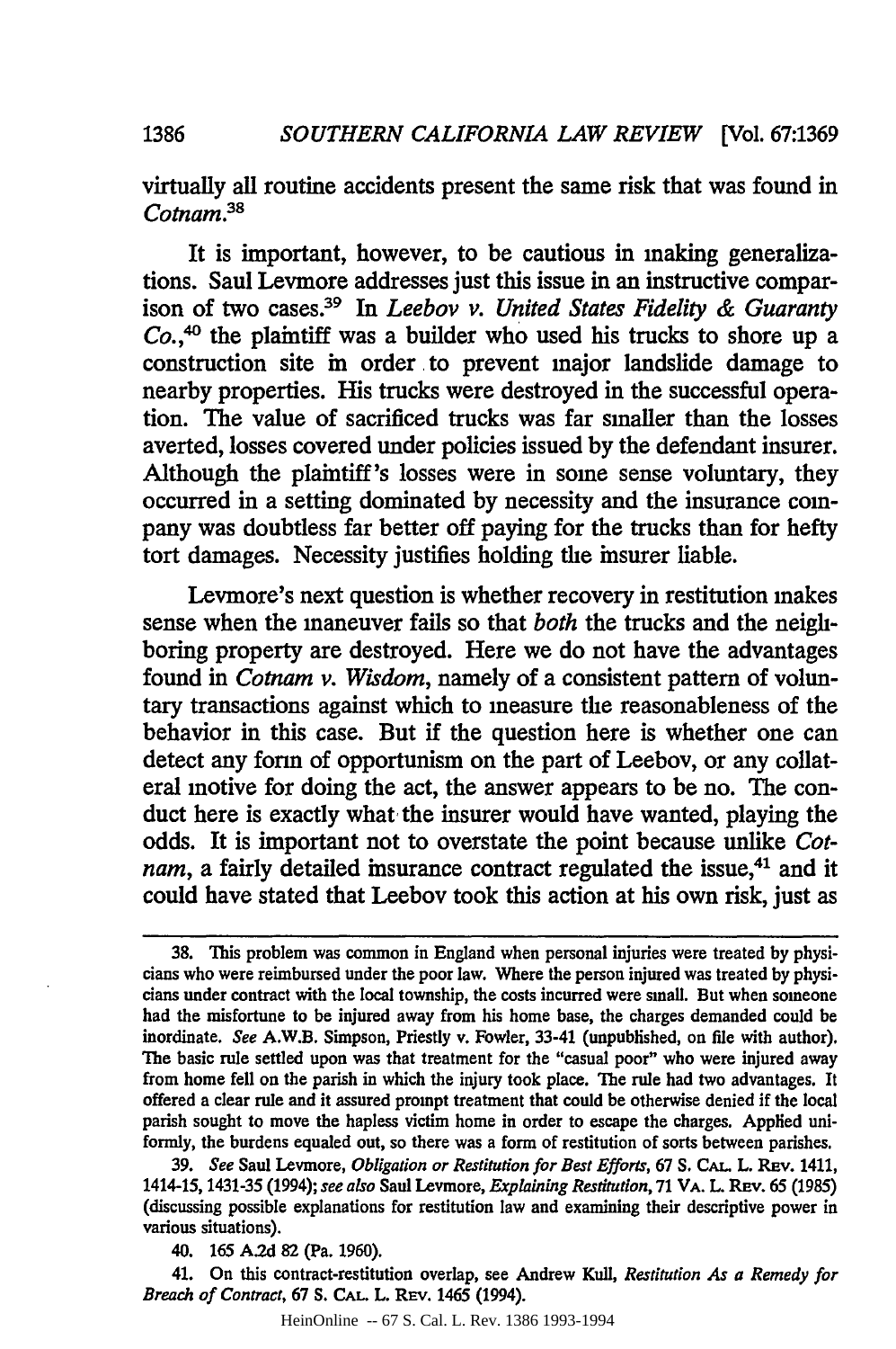virtually all routine accidents present the same risk that was found in *Cotnam*.[38]

It is important, however, to be cautious in making generalizations. Saul Levmore addresses just this issue in an instructive comparison of two cases.[39] In *Leebov v. United States Fidelity & Guaranty Co.*,[40] the plaintiff was a builder who used his trucks to shore up a construction site in order to prevent major landslide damage to nearby properties. His trucks were destroyed in the successful operation. The value of sacrificed trucks was far smaller than the losses averted, losses covered under policies issued by the defendant insurer. Although the plaintiff's losses were in some sense voluntary, they occurred in a setting dominated by necessity and the insurance company was doubtless far better off paying for the trucks than for hefty tort damages. Necessity justifies holding the insurer liable.

Levmore's next question is whether recovery in restitution makes sense when the maneuver fails so that *both* the trucks and the neighboring property are destroyed. Here we do not have the advantages found in *Cotnam v. Wisdom*, namely of a consistent pattern of voluntary transactions against which to measure the reasonableness of the behavior in this case. But if the question here is whether one can detect any form of opportunism on the part of Leebov, or any collateral motive for doing the act, the answer appears to be no. The conduct here is exactly what the insurer would have wanted, playing the odds. It is important not to overstate the point because unlike *Cotnam*, a fairly detailed insurance contract regulated the issue,[41] and it could have stated that Leebov took this action at his own risk, just as

---

38. This problem was common in England when personal injuries were treated by physicians who were reimbursed under the poor law. Where the person injured was treated by physicians under contract with the local township, the costs incurred were small. But when someone had the misfortune to be injured away from his home base, the charges demanded could be inordinate. *See* A.W.B. Simpson, Priestly v. Fowler, 33-41 (unpublished, on file with author). The basic rule settled upon was that treatment for the "casual poor" who were injured away from home fell on the parish in which the injury took place. The rule had two advantages. It offered a clear rule and it assured prompt treatment that could be otherwise denied if the local parish sought to move the hapless victim home in order to escape the charges. Applied uniformly, the burdens equaled out, so there was a form of restitution of sorts between parishes.

39. *See* Saul Levmore, *Obligation or Restitution for Best Efforts*, 67 S. CAL. L. REV. 1411, 1414-15, 1431-35 (1994); *see also* Saul Levmore, *Explaining Restitution*, 71 VA. L. REV. 65 (1985) (discussing possible explanations for restitution law and examining their descriptive power in various situations).

40. 165 A.2d 82 (Pa. 1960).

41. On this contract-restitution overlap, see Andrew Kull, *Restitution As a Remedy for Breach of Contract*, 67 S. CAL. L. REV. 1465 (1994).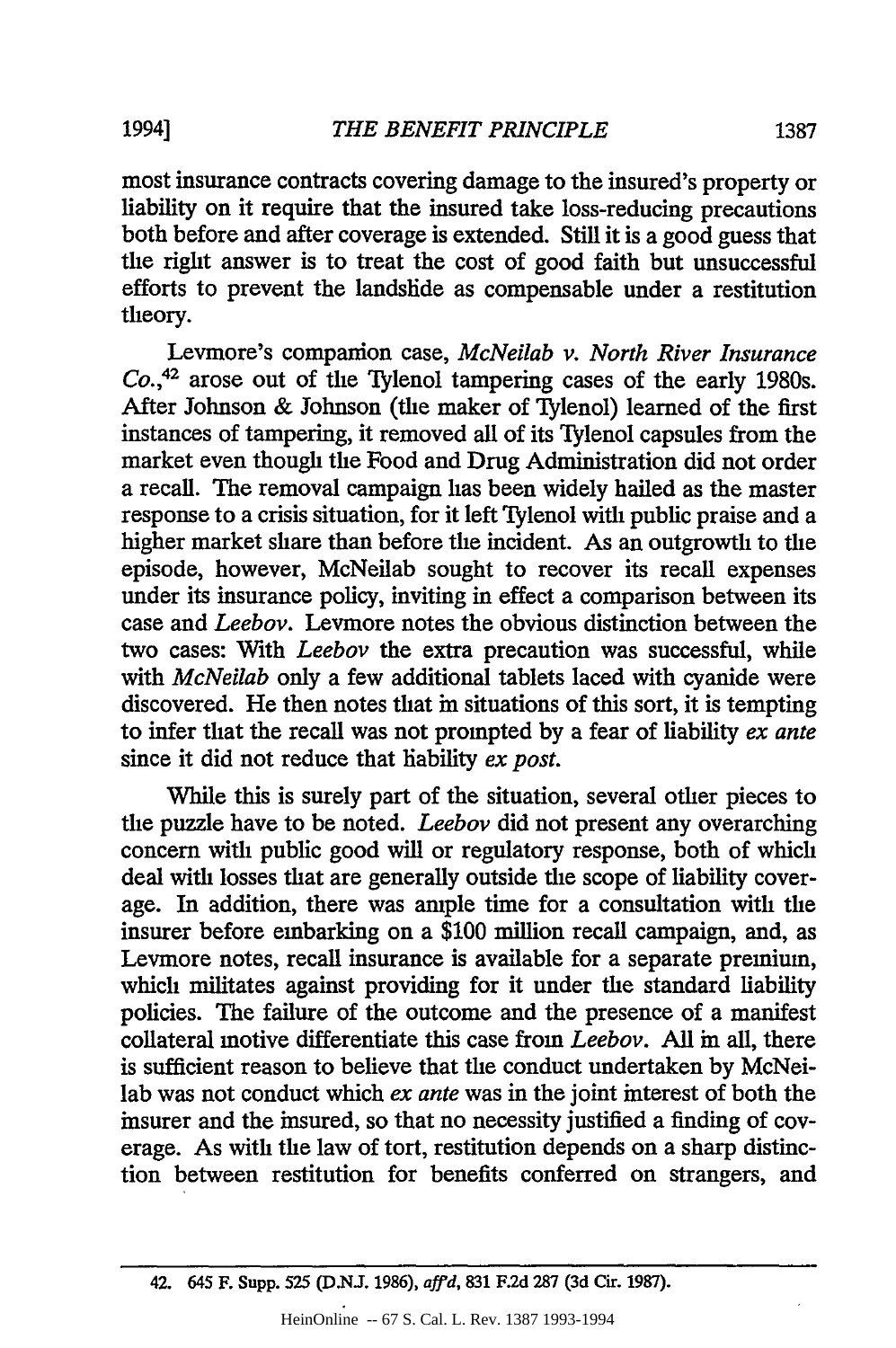most insurance contracts covering damage to the insured's property or liability on it require that the insured take loss-reducing precautions both before and after coverage is extended. Still it is a good guess that the right answer is to treat the cost of good faith but unsuccessful efforts to prevent the landslide as compensable under a restitution theory.

Levmore's companion case, *McNeilab v. North River Insurance Co.*,[42] arose out of the Tylenol tampering cases of the early 1980s. After Johnson & Johnson (the maker of Tylenol) learned of the first instances of tampering, it removed all of its Tylenol capsules from the market even though the Food and Drug Administration did not order a recall. The removal campaign has been widely hailed as the master response to a crisis situation, for it left Tylenol with public praise and a higher market share than before the incident. As an outgrowth to the episode, however, McNeilab sought to recover its recall expenses under its insurance policy, inviting in effect a comparison between its case and *Leebov*. Levmore notes the obvious distinction between the two cases: With *Leebov* the extra precaution was successful, while with *McNeilab* only a few additional tablets laced with cyanide were discovered. He then notes that in situations of this sort, it is tempting to infer that the recall was not prompted by a fear of liability *ex ante* since it did not reduce that liability *ex post*.

While this is surely part of the situation, several other pieces to the puzzle have to be noted. *Leebov* did not present any overarching concern with public good will or regulatory response, both of which deal with losses that are generally outside the scope of liability coverage. In addition, there was ample time for a consultation with the insurer before embarking on a $100 million recall campaign, and, as Levmore notes, recall insurance is available for a separate premium, which militates against providing for it under the standard liability policies. The failure of the outcome and the presence of a manifest collateral motive differentiate this case from *Leebov*. All in all, there is sufficient reason to believe that the conduct undertaken by McNeilab was not conduct which *ex ante* was in the joint interest of both the insurer and the insured, so that no necessity justified a finding of coverage. As with the law of tort, restitution depends on a sharp distinction between restitution for benefits conferred on strangers, and

---

42. 645 F. Supp. 525 (D.N.J. 1986), *aff'd*, 831 F.2d 287 (3d Cir. 1987).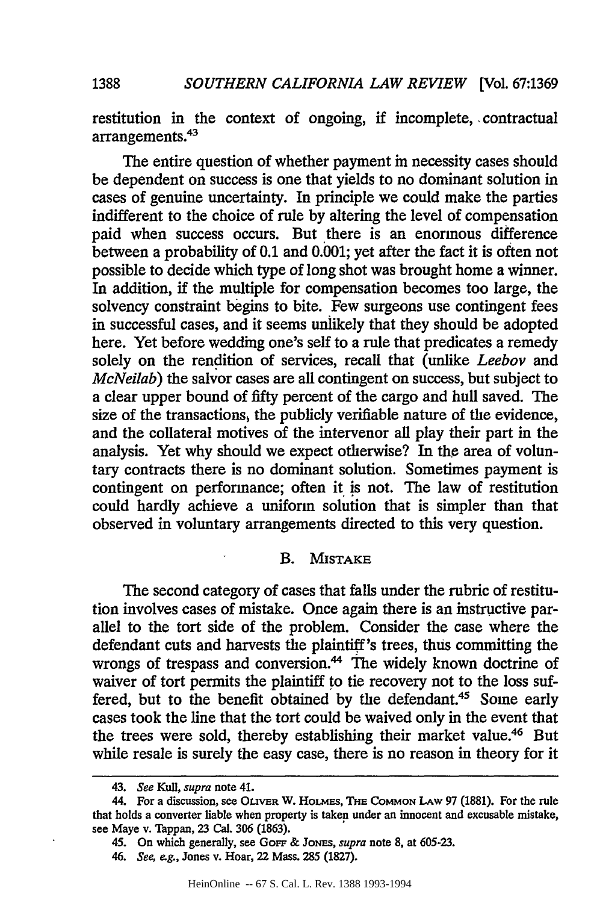restitution in the context of ongoing, if incomplete, contractual arrangements.[43]

The entire question of whether payment in necessity cases should be dependent on success is one that yields to no dominant solution in cases of genuine uncertainty. In principle we could make the parties indifferent to the choice of rule by altering the level of compensation paid when success occurs. But there is an enormous difference between a probability of 0.1 and 0.001; yet after the fact it is often not possible to decide which type of long shot was brought home a winner. In addition, if the multiple for compensation becomes too large, the solvency constraint begins to bite. Few surgeons use contingent fees in successful cases, and it seems unlikely that they should be adopted here. Yet before wedding one's self to a rule that predicates a remedy solely on the rendition of services, recall that (unlike *Leebov* and *McNeilab*) the salvor cases are all contingent on success, but subject to a clear upper bound of fifty percent of the cargo and hull saved. The size of the transactions, the publicly verifiable nature of the evidence, and the collateral motives of the intervenor all play their part in the analysis. Yet why should we expect otherwise? In the area of voluntary contracts there is no dominant solution. Sometimes payment is contingent on performance; often it is not. The law of restitution could hardly achieve a uniform solution that is simpler than that observed in voluntary arrangements directed to this very question.

### B. MISTAKE

The second category of cases that falls under the rubric of restitution involves cases of mistake. Once again there is an instructive parallel to the tort side of the problem. Consider the case where the defendant cuts and harvests the plaintiff's trees, thus committing the wrongs of trespass and conversion.[44] The widely known doctrine of waiver of tort permits the plaintiff to tie recovery not to the loss suffered, but to the benefit obtained by the defendant.[45] Some early cases took the line that the tort could be waived only in the event that the trees were sold, thereby establishing their market value.[46] But while resale is surely the easy case, there is no reason in theory for it

---

43. *See* Kull, *supra* note 41.

44. For a discussion, see OLIVER W. HOLMES, THE COMMON LAW 97 (1881). For the rule that holds a converter liable when property is taken under an innocent and excusable mistake, see Maye v. Tappan, 23 Cal. 306 (1863).

45. On which generally, see GOFF & JONES, *supra* note 8, at 605-23.

46. *See, e.g.*, Jones v. Hoar, 22 Mass. 285 (1827).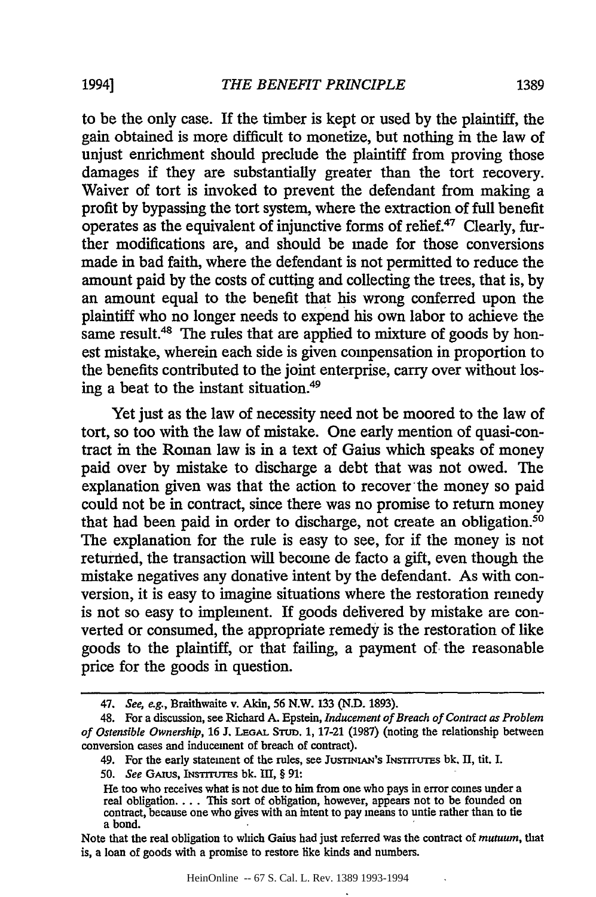to be the only case. If the timber is kept or used by the plaintiff, the gain obtained is more difficult to monetize, but nothing in the law of unjust enrichment should preclude the plaintiff from proving those damages if they are substantially greater than the tort recovery. Waiver of tort is invoked to prevent the defendant from making a profit by bypassing the tort system, where the extraction of full benefit operates as the equivalent of injunctive forms of relief.[47] Clearly, further modifications are, and should be made for those conversions made in bad faith, where the defendant is not permitted to reduce the amount paid by the costs of cutting and collecting the trees, that is, by an amount equal to the benefit that his wrong conferred upon the plaintiff who no longer needs to expend his own labor to achieve the same result.[48] The rules that are applied to mixture of goods by honest mistake, wherein each side is given compensation in proportion to the benefits contributed to the joint enterprise, carry over without losing a beat to the instant situation.[49]

Yet just as the law of necessity need not be moored to the law of tort, so too with the law of mistake. One early mention of quasi-contract in the Roman law is in a text of Gaius which speaks of money paid over by mistake to discharge a debt that was not owed. The explanation given was that the action to recover the money so paid could not be in contract, since there was no promise to return money that had been paid in order to discharge, not create an obligation.[50] The explanation for the rule is easy to see, for if the money is not returned, the transaction will become de facto a gift, even though the mistake negatives any donative intent by the defendant. As with conversion, it is easy to imagine situations where the restoration remedy is not so easy to implement. If goods delivered by mistake are converted or consumed, the appropriate remedy is the restoration of like goods to the plaintiff, or that failing, a payment of the reasonable price for the goods in question.

---

47. *See, e.g.*, Braithwaite v. Akin, 56 N.W. 133 (N.D. 1893).

48. For a discussion, see Richard A. Epstein, *Inducement of Breach of Contract as Problem of Ostensible Ownership*, 16 J. LEGAL STUD. 1, 17-21 (1987) (noting the relationship between conversion cases and inducement of breach of contract).

49. For the early statement of the rules, see JUSTINIAN'S INSTITUTES bk. II, tit. I.

50. *See* GAIUS, INSTITUTES bk. III, § 91:

> He too who receives what is not due to him from one who pays in error comes under a real obligation. . . . This sort of obligation, however, appears not to be founded on contract, because one who gives with an intent to pay means to untie rather than to tie a bond.

Note that the real obligation to which Gaius had just referred was the contract of *mutuum*, that is, a loan of goods with a promise to restore like kinds and numbers.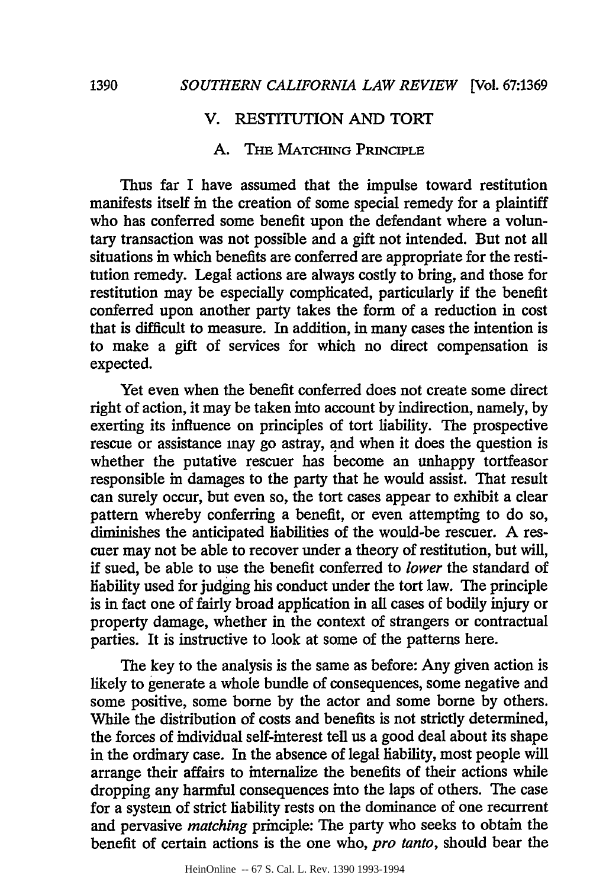## V. RESTITUTION AND TORT

### A. THE MATCHING PRINCIPLE

Thus far I have assumed that the impulse toward restitution manifests itself in the creation of some special remedy for a plaintiff who has conferred some benefit upon the defendant where a voluntary transaction was not possible and a gift not intended. But not all situations in which benefits are conferred are appropriate for the restitution remedy. Legal actions are always costly to bring, and those for restitution may be especially complicated, particularly if the benefit conferred upon another party takes the form of a reduction in cost that is difficult to measure. In addition, in many cases the intention is to make a gift of services for which no direct compensation is expected.

Yet even when the benefit conferred does not create some direct right of action, it may be taken into account by indirection, namely, by exerting its influence on principles of tort liability. The prospective rescue or assistance may go astray, and when it does the question is whether the putative rescuer has become an unhappy tortfeasor responsible in damages to the party that he would assist. That result can surely occur, but even so, the tort cases appear to exhibit a clear pattern whereby conferring a benefit, or even attempting to do so, diminishes the anticipated liabilities of the would-be rescuer. A rescuer may not be able to recover under a theory of restitution, but will, if sued, be able to use the benefit conferred to *lower* the standard of liability used for judging his conduct under the tort law. The principle is in fact one of fairly broad application in all cases of bodily injury or property damage, whether in the context of strangers or contractual parties. It is instructive to look at some of the patterns here.

The key to the analysis is the same as before: Any given action is likely to generate a whole bundle of consequences, some negative and some positive, some borne by the actor and some borne by others. While the distribution of costs and benefits is not strictly determined, the forces of individual self-interest tell us a good deal about its shape in the ordinary case. In the absence of legal liability, most people will arrange their affairs to internalize the benefits of their actions while dropping any harmful consequences into the laps of others. The case for a system of strict liability rests on the dominance of one recurrent and pervasive *matching* principle: The party who seeks to obtain the benefit of certain actions is the one who, *pro tanto*, should bear the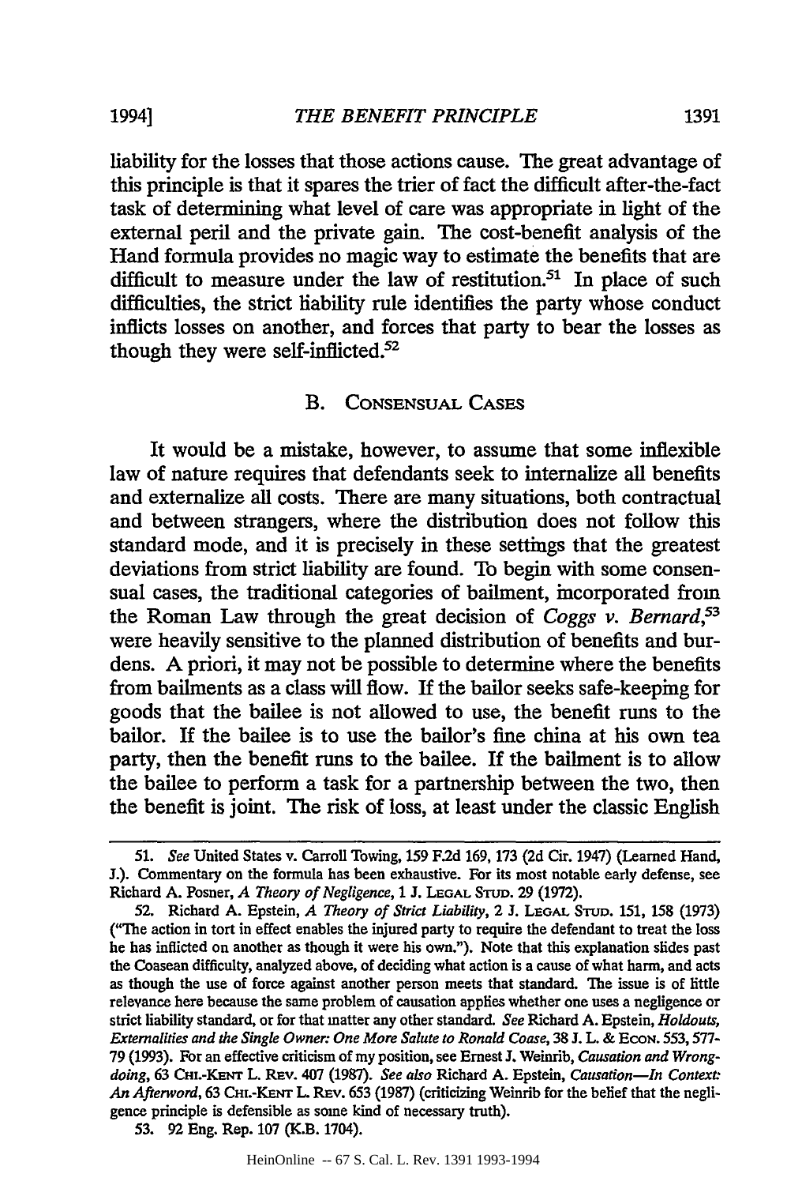liability for the losses that those actions cause. The great advantage of this principle is that it spares the trier of fact the difficult after-the-fact task of determining what level of care was appropriate in light of the external peril and the private gain. The cost-benefit analysis of the Hand formula provides no magic way to estimate the benefits that are difficult to measure under the law of restitution.[51] In place of such difficulties, the strict liability rule identifies the party whose conduct inflicts losses on another, and forces that party to bear the losses as though they were self-inflicted.[52]

### B. Consensual Cases

It would be a mistake, however, to assume that some inflexible law of nature requires that defendants seek to internalize all benefits and externalize all costs. There are many situations, both contractual and between strangers, where the distribution does not follow this standard mode, and it is precisely in these settings that the greatest deviations from strict liability are found. To begin with some consensual cases, the traditional categories of bailment, incorporated from the Roman Law through the great decision of *Coggs v. Bernard*,[53] were heavily sensitive to the planned distribution of benefits and burdens. A priori, it may not be possible to determine where the benefits from bailments as a class will flow. If the bailor seeks safe-keeping for goods that the bailee is not allowed to use, the benefit runs to the bailor. If the bailee is to use the bailor's fine china at his own tea party, then the benefit runs to the bailee. If the bailment is to allow the bailee to perform a task for a partnership between the two, then the benefit is joint. The risk of loss, at least under the classic English

---

51. *See* United States v. Carroll Towing, 159 F.2d 169, 173 (2d Cir. 1947) (Learned Hand, J.). Commentary on the formula has been exhaustive. For its most notable early defense, see Richard A. Posner, *A Theory of Negligence*, 1 J. Legal Stud. 29 (1972).

52. Richard A. Epstein, *A Theory of Strict Liability*, 2 J. Legal Stud. 151, 158 (1973) ("The action in tort in effect enables the injured party to require the defendant to treat the loss he has inflicted on another as though it were his own."). Note that this explanation slides past the Coasean difficulty, analyzed above, of deciding what action is a cause of what harm, and acts as though the use of force against another person meets that standard. The issue is of little relevance here because the same problem of causation applies whether one uses a negligence or strict liability standard, or for that matter any other standard. *See* Richard A. Epstein, *Holdouts, Externalities and the Single Owner: One More Salute to Ronald Coase*, 38 J. L. & Econ. 553, 577-79 (1993). For an effective criticism of my position, see Ernest J. Weinrib, *Causation and Wrongdoing*, 63 Chi.-Kent L. Rev. 407 (1987). *See also* Richard A. Epstein, *Causation—In Context: An Afterword*, 63 Chi.-Kent L. Rev. 653 (1987) (criticizing Weinrib for the belief that the negligence principle is defensible as some kind of necessary truth).

53. 92 Eng. Rep. 107 (K.B. 1704).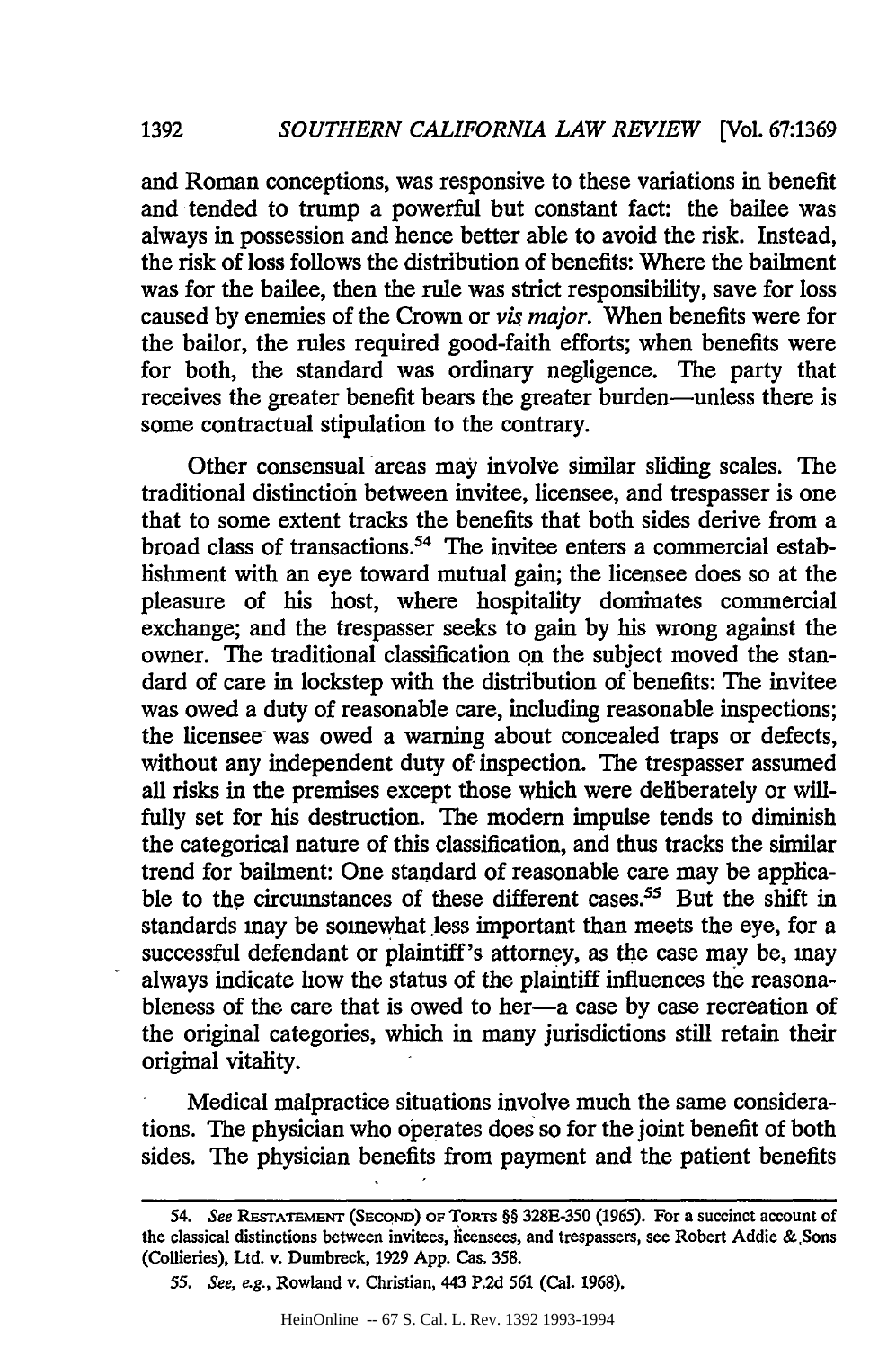and Roman conceptions, was responsive to these variations in benefit and tended to trump a powerful but constant fact: the bailee was always in possession and hence better able to avoid the risk. Instead, the risk of loss follows the distribution of benefits: Where the bailment was for the bailee, then the rule was strict responsibility, save for loss caused by enemies of the Crown or *vis major*. When benefits were for the bailor, the rules required good-faith efforts; when benefits were for both, the standard was ordinary negligence. The party that receives the greater benefit bears the greater burden—unless there is some contractual stipulation to the contrary.

Other consensual areas may involve similar sliding scales. The traditional distinction between invitee, licensee, and trespasser is one that to some extent tracks the benefits that both sides derive from a broad class of transactions.[54] The invitee enters a commercial establishment with an eye toward mutual gain; the licensee does so at the pleasure of his host, where hospitality dominates commercial exchange; and the trespasser seeks to gain by his wrong against the owner. The traditional classification on the subject moved the standard of care in lockstep with the distribution of benefits: The invitee was owed a duty of reasonable care, including reasonable inspections; the licensee was owed a warning about concealed traps or defects, without any independent duty of inspection. The trespasser assumed all risks in the premises except those which were deliberately or willfully set for his destruction. The modern impulse tends to diminish the categorical nature of this classification, and thus tracks the similar trend for bailment: One standard of reasonable care may be applicable to the circumstances of these different cases.[55] But the shift in standards may be somewhat less important than meets the eye, for a successful defendant or plaintiff's attorney, as the case may be, may always indicate how the status of the plaintiff influences the reasonableness of the care that is owed to her—a case by case recreation of the original categories, which in many jurisdictions still retain their original vitality.

Medical malpractice situations involve much the same considerations. The physician who operates does so for the joint benefit of both sides. The physician benefits from payment and the patient benefits

---

54. *See* RESTATEMENT (SECOND) OF TORTS §§ 328E-350 (1965). For a succinct account of the classical distinctions between invitees, licensees, and trespassers, see Robert Addie & Sons (Collieries), Ltd. v. Dumbreck, 1929 App. Cas. 358.

55. *See, e.g.*, Rowland v. Christian, 443 P.2d 561 (Cal. 1968).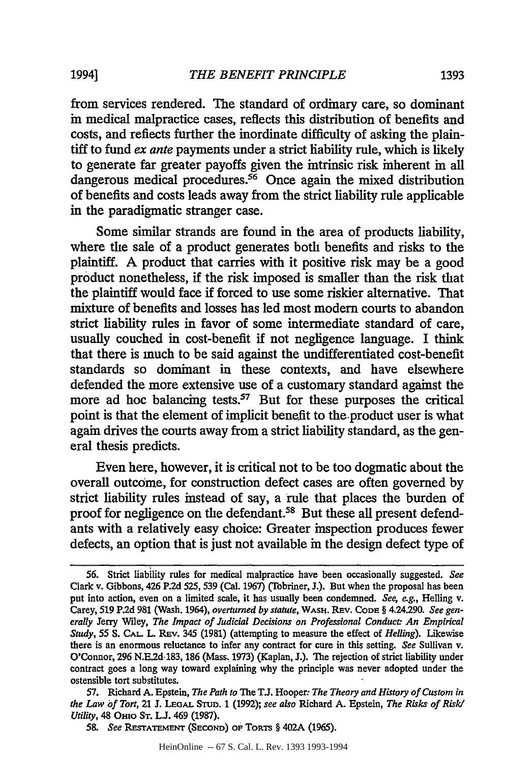from services rendered. The standard of ordinary care, so dominant in medical malpractice cases, reflects this distribution of benefits and costs, and reflects further the inordinate difficulty of asking the plaintiff to fund *ex ante* payments under a strict liability rule, which is likely to generate far greater payoffs given the intrinsic risk inherent in all dangerous medical procedures.[56] Once again the mixed distribution of benefits and costs leads away from the strict liability rule applicable in the paradigmatic stranger case.

Some similar strands are found in the area of products liability, where the sale of a product generates both benefits and risks to the plaintiff. A product that carries with it positive risk may be a good product nonetheless, if the risk imposed is smaller than the risk that the plaintiff would face if forced to use some riskier alternative. That mixture of benefits and losses has led most modern courts to abandon strict liability rules in favor of some intermediate standard of care, usually couched in cost-benefit if not negligence language. I think that there is much to be said against the undifferentiated cost-benefit standards so dominant in these contexts, and have elsewhere defended the more extensive use of a customary standard against the more ad hoc balancing tests.[57] But for these purposes the critical point is that the element of implicit benefit to the product user is what again drives the courts away from a strict liability standard, as the general thesis predicts.

Even here, however, it is critical not to be too dogmatic about the overall outcome, for construction defect cases are often governed by strict liability rules instead of say, a rule that places the burden of proof for negligence on the defendant.[58] But these all present defendants with a relatively easy choice: Greater inspection produces fewer defects, an option that is just not available in the design defect type of

---

56. Strict liability rules for medical malpractice have been occasionally suggested. *See* Clark v. Gibbons, 426 P.2d 525, 539 (Cal. 1967) (Tobriner, J.). But when the proposal has been put into action, even on a limited scale, it has usually been condemned. *See, e.g.*, Helling v. Carey, 519 P.2d 981 (Wash. 1964), *overturned by statute*, WASH. REV. CODE § 4.24.290. *See generally* Jerry Wiley, *The Impact of Judicial Decisions on Professional Conduct: An Empirical Study*, 55 S. CAL. L. REV. 345 (1981) (attempting to measure the effect of *Helling*). Likewise there is an enormous reluctance to infer any contract for cure in this setting. *See* Sullivan v. O'Connor, 296 N.E.2d 183, 186 (Mass. 1973) (Kaplan, J.). The rejection of strict liability under contract goes a long way toward explaining why the principle was never adopted under the ostensible tort substitutes.

57. Richard A. Epstein, *The Path to* The T.J. Hooper*: The Theory and History of Custom in the Law of Tort*, 21 J. LEGAL STUD. 1 (1992); *see also* Richard A. Epstein, *The Risks of Risk/Utility*, 48 OHIO ST. L.J. 469 (1987).

58. *See* RESTATEMENT (SECOND) OF TORTS § 402A (1965).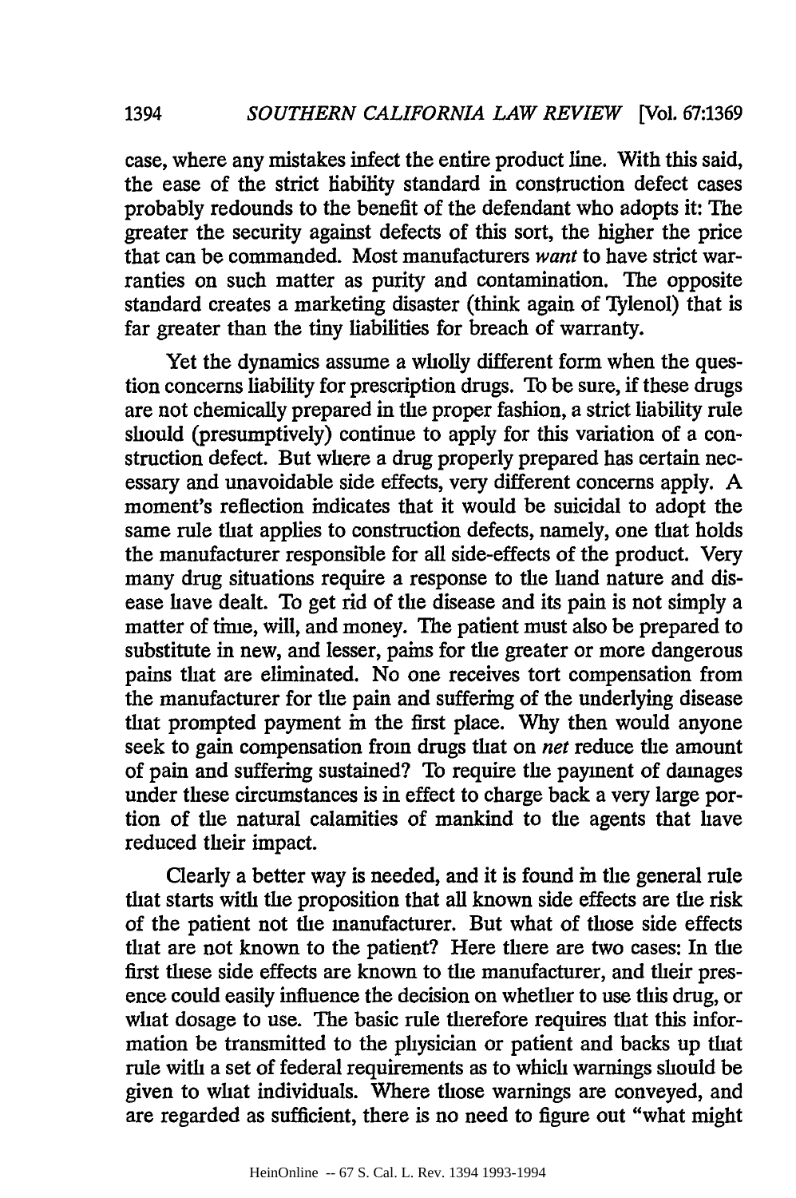case, where any mistakes infect the entire product line. With this said, the ease of the strict liability standard in construction defect cases probably redounds to the benefit of the defendant who adopts it: The greater the security against defects of this sort, the higher the price that can be commanded. Most manufacturers *want* to have strict warranties on such matter as purity and contamination. The opposite standard creates a marketing disaster (think again of Tylenol) that is far greater than the tiny liabilities for breach of warranty.

Yet the dynamics assume a wholly different form when the question concerns liability for prescription drugs. To be sure, if these drugs are not chemically prepared in the proper fashion, a strict liability rule should (presumptively) continue to apply for this variation of a construction defect. But where a drug properly prepared has certain necessary and unavoidable side effects, very different concerns apply. A moment's reflection indicates that it would be suicidal to adopt the same rule that applies to construction defects, namely, one that holds the manufacturer responsible for all side-effects of the product. Very many drug situations require a response to the hand nature and disease have dealt. To get rid of the disease and its pain is not simply a matter of time, will, and money. The patient must also be prepared to substitute in new, and lesser, pains for the greater or more dangerous pains that are eliminated. No one receives tort compensation from the manufacturer for the pain and suffering of the underlying disease that prompted payment in the first place. Why then would anyone seek to gain compensation from drugs that on *net* reduce the amount of pain and suffering sustained? To require the payment of damages under these circumstances is in effect to charge back a very large portion of the natural calamities of mankind to the agents that have reduced their impact.

Clearly a better way is needed, and it is found in the general rule that starts with the proposition that all known side effects are the risk of the patient not the manufacturer. But what of those side effects that are not known to the patient? Here there are two cases: In the first these side effects are known to the manufacturer, and their presence could easily influence the decision on whether to use this drug, or what dosage to use. The basic rule therefore requires that this information be transmitted to the physician or patient and backs up that rule with a set of federal requirements as to which warnings should be given to what individuals. Where those warnings are conveyed, and are regarded as sufficient, there is no need to figure out "what might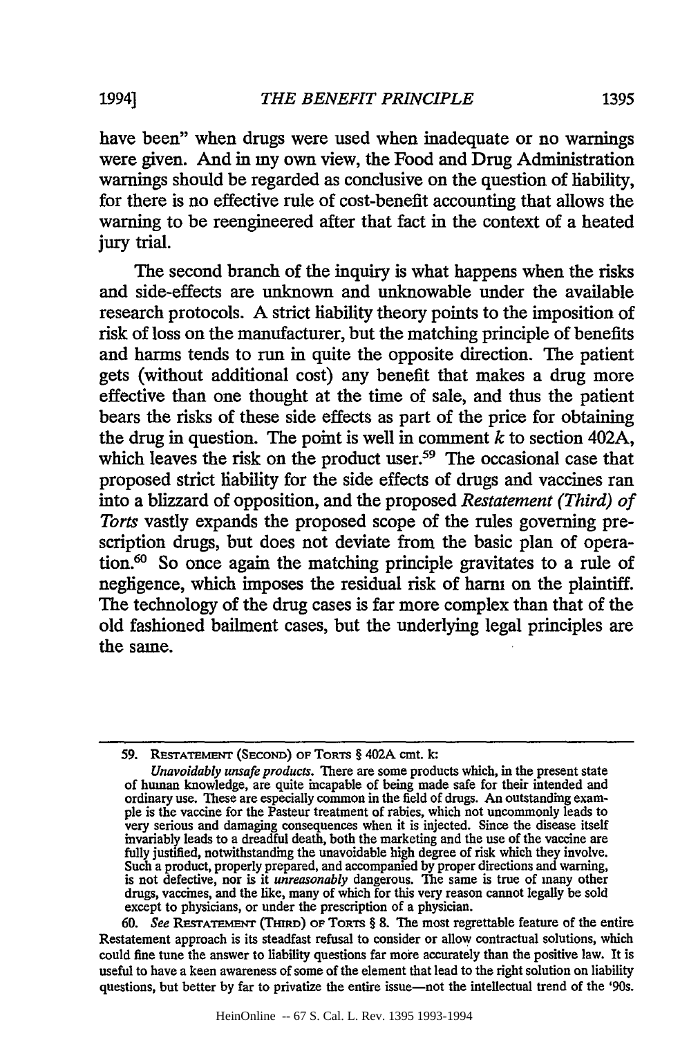have been" when drugs were used when inadequate or no warnings were given. And in my own view, the Food and Drug Administration warnings should be regarded as conclusive on the question of liability, for there is no effective rule of cost-benefit accounting that allows the warning to be reengineered after that fact in the context of a heated jury trial.

The second branch of the inquiry is what happens when the risks and side-effects are unknown and unknowable under the available research protocols. A strict liability theory points to the imposition of risk of loss on the manufacturer, but the matching principle of benefits and harms tends to run in quite the opposite direction. The patient gets (without additional cost) any benefit that makes a drug more effective than one thought at the time of sale, and thus the patient bears the risks of these side effects as part of the price for obtaining the drug in question. The point is well in comment *k* to section 402A, which leaves the risk on the product user.[59] The occasional case that proposed strict liability for the side effects of drugs and vaccines ran into a blizzard of opposition, and the proposed *Restatement (Third) of Torts* vastly expands the proposed scope of the rules governing prescription drugs, but does not deviate from the basic plan of operation.[60] So once again the matching principle gravitates to a rule of negligence, which imposes the residual risk of harm on the plaintiff. The technology of the drug cases is far more complex than that of the old fashioned bailment cases, but the underlying legal principles are the same.

---

59. RESTATEMENT (SECOND) OF TORTS § 402A cmt. k:

*Unavoidably unsafe products.* There are some products which, in the present state of human knowledge, are quite incapable of being made safe for their intended and ordinary use. These are especially common in the field of drugs. An outstanding example is the vaccine for the Pasteur treatment of rabies, which not uncommonly leads to very serious and damaging consequences when it is injected. Since the disease itself invariably leads to a dreadful death, both the marketing and the use of the vaccine are fully justified, notwithstanding the unavoidable high degree of risk which they involve. Such a product, properly prepared, and accompanied by proper directions and warning, is not defective, nor is it *unreasonably* dangerous. The same is true of many other drugs, vaccines, and the like, many of which for this very reason cannot legally be sold except to physicians, or under the prescription of a physician.

60. *See* RESTATEMENT (THIRD) OF TORTS § 8. The most regrettable feature of the entire Restatement approach is its steadfast refusal to consider or allow contractual solutions, which could fine tune the answer to liability questions far more accurately than the positive law. It is useful to have a keen awareness of some of the element that lead to the right solution on liability questions, but better by far to privatize the entire issue—not the intellectual trend of the '90s.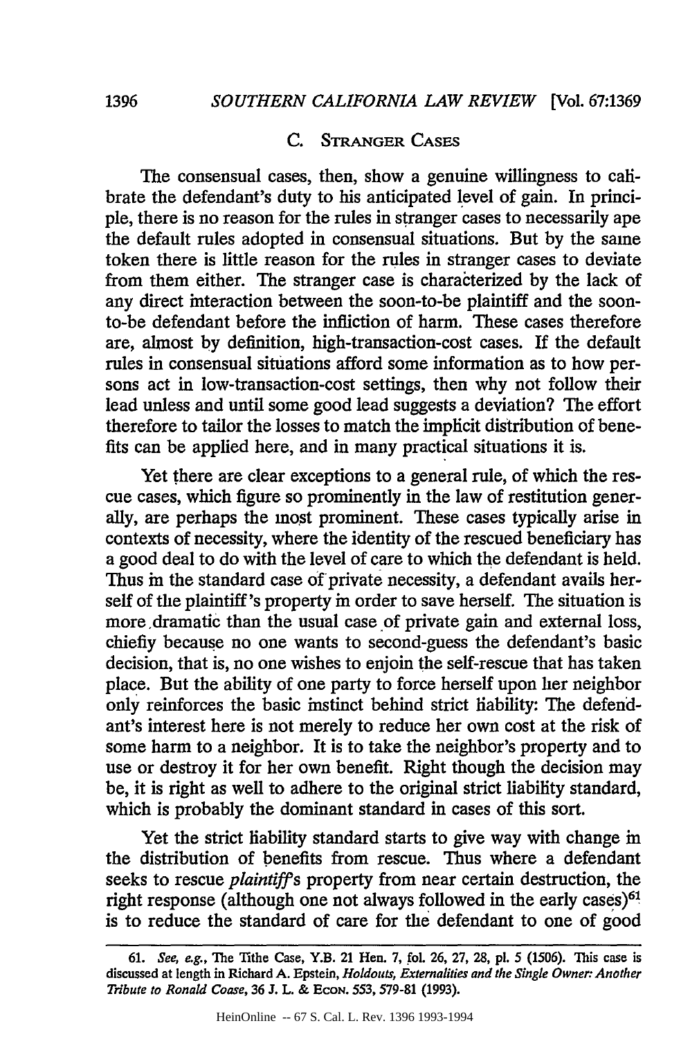### C. Stranger Cases

The consensual cases, then, show a genuine willingness to calibrate the defendant's duty to his anticipated level of gain. In principle, there is no reason for the rules in stranger cases to necessarily ape the default rules adopted in consensual situations. But by the same token there is little reason for the rules in stranger cases to deviate from them either. The stranger case is characterized by the lack of any direct interaction between the soon-to-be plaintiff and the soon-to-be defendant before the infliction of harm. These cases therefore are, almost by definition, high-transaction-cost cases. If the default rules in consensual situations afford some information as to how persons act in low-transaction-cost settings, then why not follow their lead unless and until some good lead suggests a deviation? The effort therefore to tailor the losses to match the implicit distribution of benefits can be applied here, and in many practical situations it is.

Yet there are clear exceptions to a general rule, of which the rescue cases, which figure so prominently in the law of restitution generally, are perhaps the most prominent. These cases typically arise in contexts of necessity, where the identity of the rescued beneficiary has a good deal to do with the level of care to which the defendant is held. Thus in the standard case of private necessity, a defendant avails herself of the plaintiff's property in order to save herself. The situation is more dramatic than the usual case of private gain and external loss, chiefly because no one wants to second-guess the defendant's basic decision, that is, no one wishes to enjoin the self-rescue that has taken place. But the ability of one party to force herself upon her neighbor only reinforces the basic instinct behind strict liability: The defendant's interest here is not merely to reduce her own cost at the risk of some harm to a neighbor. It is to take the neighbor's property and to use or destroy it for her own benefit. Right though the decision may be, it is right as well to adhere to the original strict liability standard, which is probably the dominant standard in cases of this sort.

Yet the strict liability standard starts to give way with change in the distribution of benefits from rescue. Thus where a defendant seeks to rescue *plaintiff's* property from near certain destruction, the right response (although one not always followed in the early cases)[61] is to reduce the standard of care for the defendant to one of good

---

61. *See, e.g.*, The Tithe Case, Y.B. 21 Hen. 7, fol. 26, 27, 28, pl. 5 (1506). This case is discussed at length in Richard A. Epstein, *Holdouts, Externalities and the Single Owner: Another Tribute to Ronald Coase*, 36 J. L. & Econ. 553, 579-81 (1993).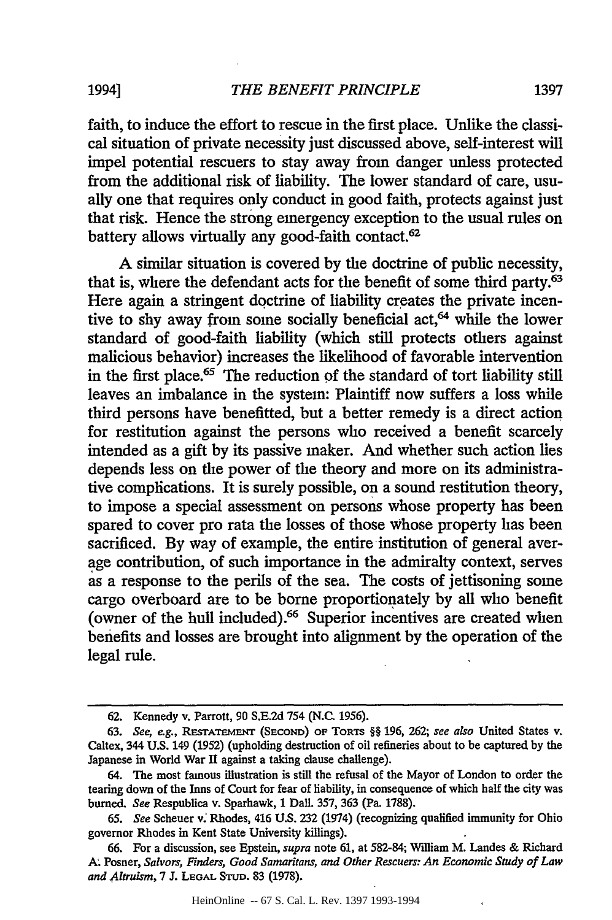faith, to induce the effort to rescue in the first place. Unlike the classical situation of private necessity just discussed above, self-interest will impel potential rescuers to stay away from danger unless protected from the additional risk of liability. The lower standard of care, usually one that requires only conduct in good faith, protects against just that risk. Hence the strong emergency exception to the usual rules on battery allows virtually any good-faith contact.[62]

A similar situation is covered by the doctrine of public necessity, that is, where the defendant acts for the benefit of some third party.[63] Here again a stringent doctrine of liability creates the private incentive to shy away from some socially beneficial act,[64] while the lower standard of good-faith liability (which still protects others against malicious behavior) increases the likelihood of favorable intervention in the first place.[65] The reduction of the standard of tort liability still leaves an imbalance in the system: Plaintiff now suffers a loss while third persons have benefitted, but a better remedy is a direct action for restitution against the persons who received a benefit scarcely intended as a gift by its passive maker. And whether such action lies depends less on the power of the theory and more on its administrative complications. It is surely possible, on a sound restitution theory, to impose a special assessment on persons whose property has been spared to cover pro rata the losses of those whose property has been sacrificed. By way of example, the entire institution of general average contribution, of such importance in the admiralty context, serves as a response to the perils of the sea. The costs of jettisoning some cargo overboard are to be borne proportionately by all who benefit (owner of the hull included).[66] Superior incentives are created when benefits and losses are brought into alignment by the operation of the legal rule.

---

62. Kennedy v. Parrott, 90 S.E.2d 754 (N.C. 1956).

63. *See, e.g.*, RESTATEMENT (SECOND) OF TORTS §§ 196, 262; *see also* United States v. Caltex, 344 U.S. 149 (1952) (upholding destruction of oil refineries about to be captured by the Japanese in World War II against a taking clause challenge).

64. The most famous illustration is still the refusal of the Mayor of London to order the tearing down of the Inns of Court for fear of liability, in consequence of which half the city was burned. *See* Respublica v. Sparhawk, 1 Dall. 357, 363 (Pa. 1788).

65. *See* Scheuer v. Rhodes, 416 U.S. 232 (1974) (recognizing qualified immunity for Ohio governor Rhodes in Kent State University killings).

66. For a discussion, see Epstein, *supra* note 61, at 582-84; William M. Landes & Richard A. Posner, *Salvors, Finders, Good Samaritans, and Other Rescuers: An Economic Study of Law and Altruism*, 7 J. LEGAL STUD. 83 (1978).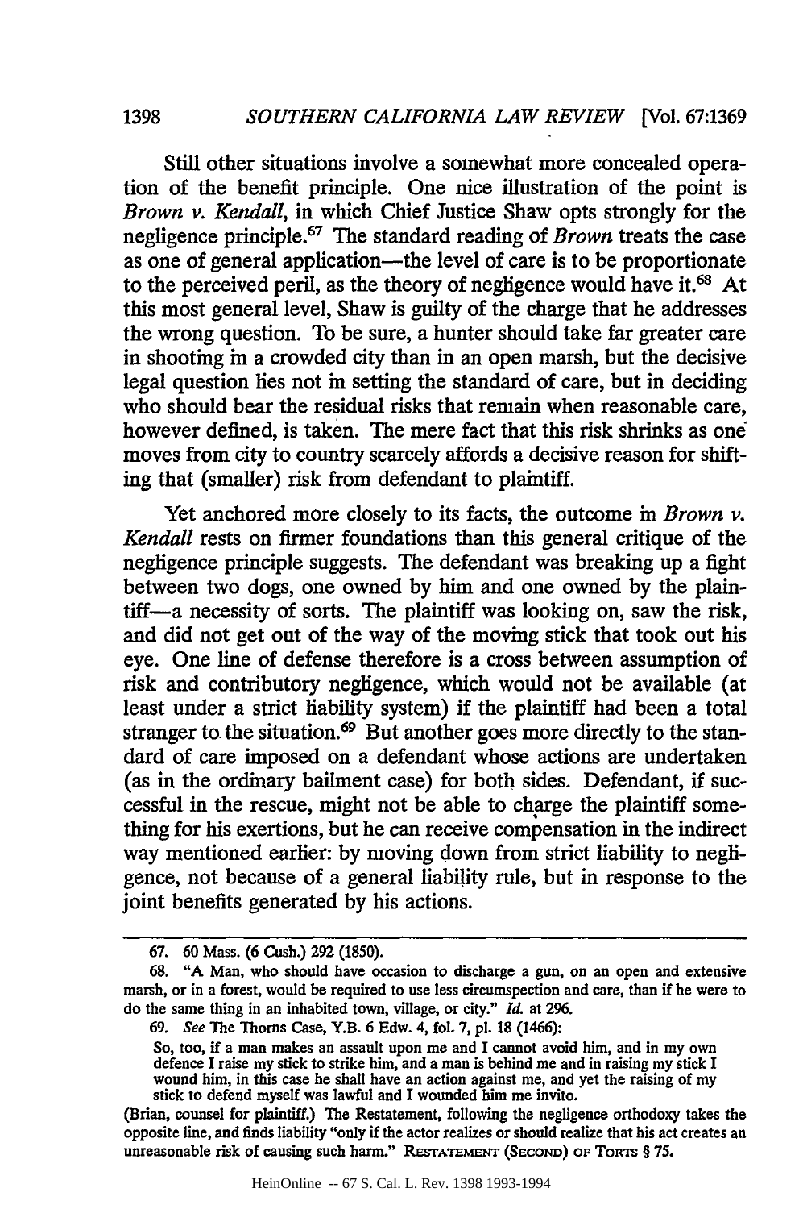Still other situations involve a somewhat more concealed operation of the benefit principle. One nice illustration of the point is *Brown v. Kendall*, in which Chief Justice Shaw opts strongly for the negligence principle.[67] The standard reading of *Brown* treats the case as one of general application—the level of care is to be proportionate to the perceived peril, as the theory of negligence would have it.[68] At this most general level, Shaw is guilty of the charge that he addresses the wrong question. To be sure, a hunter should take far greater care in shooting in a crowded city than in an open marsh, but the decisive legal question lies not in setting the standard of care, but in deciding who should bear the residual risks that remain when reasonable care, however defined, is taken. The mere fact that this risk shrinks as one moves from city to country scarcely affords a decisive reason for shifting that (smaller) risk from defendant to plaintiff.

Yet anchored more closely to its facts, the outcome in *Brown v. Kendall* rests on firmer foundations than this general critique of the negligence principle suggests. The defendant was breaking up a fight between two dogs, one owned by him and one owned by the plaintiff—a necessity of sorts. The plaintiff was looking on, saw the risk, and did not get out of the way of the moving stick that took out his eye. One line of defense therefore is a cross between assumption of risk and contributory negligence, which would not be available (at least under a strict liability system) if the plaintiff had been a total stranger to the situation.[69] But another goes more directly to the standard of care imposed on a defendant whose actions are undertaken (as in the ordinary bailment case) for both sides. Defendant, if successful in the rescue, might not be able to charge the plaintiff something for his exertions, but he can receive compensation in the indirect way mentioned earlier: by moving down from strict liability to negligence, not because of a general liability rule, but in response to the joint benefits generated by his actions.

---

67. 60 Mass. (6 Cush.) 292 (1850).

68. "A Man, who should have occasion to discharge a gun, on an open and extensive marsh, or in a forest, would be required to use less circumspection and care, than if he were to do the same thing in an inhabited town, village, or city." *Id.* at 296.

69. *See* The Thorns Case, Y.B. 6 Edw. 4, fol. 7, pl. 18 (1466):

> So, too, if a man makes an assault upon me and I cannot avoid him, and in my own defence I raise my stick to strike him, and a man is behind me and in raising my stick I wound him, in this case he shall have an action against me, and yet the raising of my stick to defend myself was lawful and I wounded him me invito.

(Brian, counsel for plaintiff.) The Restatement, following the negligence orthodoxy takes the opposite line, and finds liability "only if the actor realizes or should realize that his act creates an unreasonable risk of causing such harm." RESTATEMENT (SECOND) OF TORTS § 75.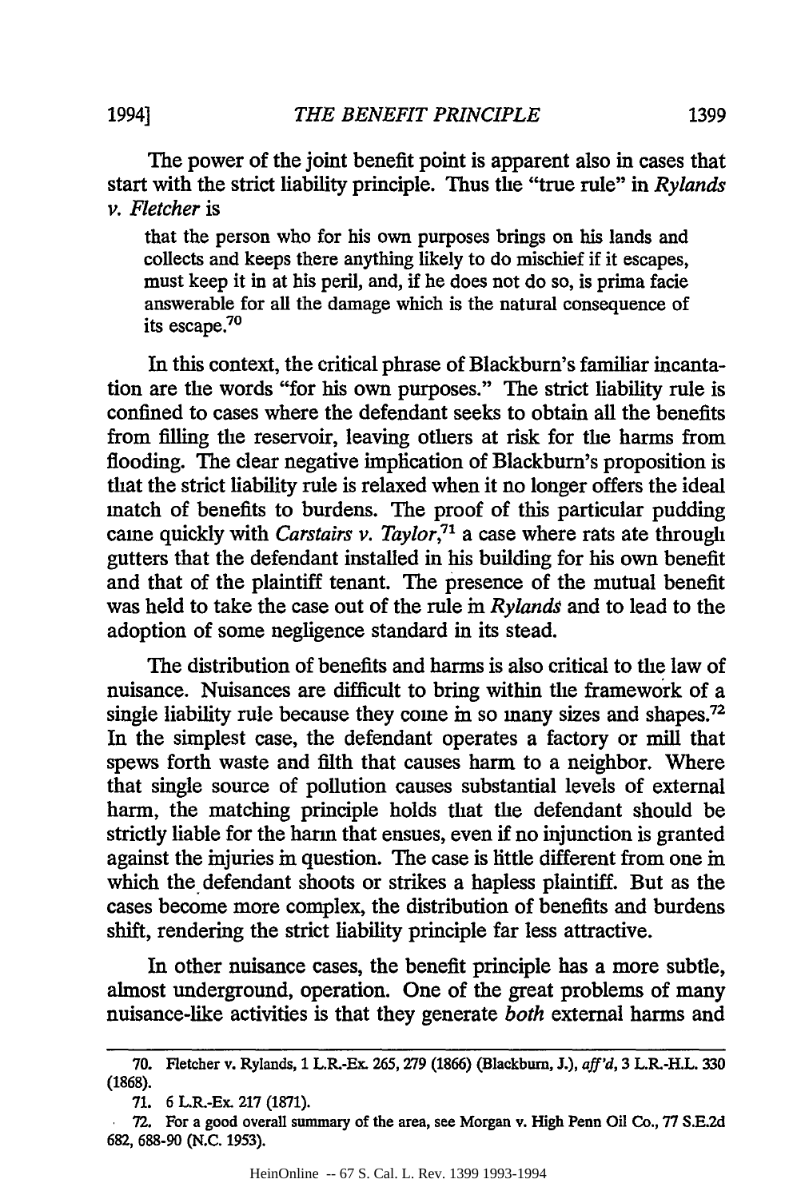The power of the joint benefit point is apparent also in cases that start with the strict liability principle. Thus the "true rule" in *Rylands v. Fletcher* is

> that the person who for his own purposes brings on his lands and collects and keeps there anything likely to do mischief if it escapes, must keep it in at his peril, and, if he does not do so, is prima facie answerable for all the damage which is the natural consequence of its escape.[70]

In this context, the critical phrase of Blackburn's familiar incantation are the words "for his own purposes." The strict liability rule is confined to cases where the defendant seeks to obtain all the benefits from filling the reservoir, leaving others at risk for the harms from flooding. The clear negative implication of Blackburn's proposition is that the strict liability rule is relaxed when it no longer offers the ideal match of benefits to burdens. The proof of this particular pudding came quickly with *Carstairs v. Taylor*,[71] a case where rats ate through gutters that the defendant installed in his building for his own benefit and that of the plaintiff tenant. The presence of the mutual benefit was held to take the case out of the rule in *Rylands* and to lead to the adoption of some negligence standard in its stead.

The distribution of benefits and harms is also critical to the law of nuisance. Nuisances are difficult to bring within the framework of a single liability rule because they come in so many sizes and shapes.[72] In the simplest case, the defendant operates a factory or mill that spews forth waste and filth that causes harm to a neighbor. Where that single source of pollution causes substantial levels of external harm, the matching principle holds that the defendant should be strictly liable for the harm that ensues, even if no injunction is granted against the injuries in question. The case is little different from one in which the defendant shoots or strikes a hapless plaintiff. But as the cases become more complex, the distribution of benefits and burdens shift, rendering the strict liability principle far less attractive.

In other nuisance cases, the benefit principle has a more subtle, almost underground, operation. One of the great problems of many nuisance-like activities is that they generate *both* external harms and

---

70. Fletcher v. Rylands, 1 L.R.-Ex. 265, 279 (1866) (Blackburn, J.), *aff'd*, 3 L.R.-H.L. 330 (1868).

71. 6 L.R.-Ex. 217 (1871).

72. For a good overall summary of the area, see Morgan v. High Penn Oil Co., 77 S.E.2d 682, 688-90 (N.C. 1953).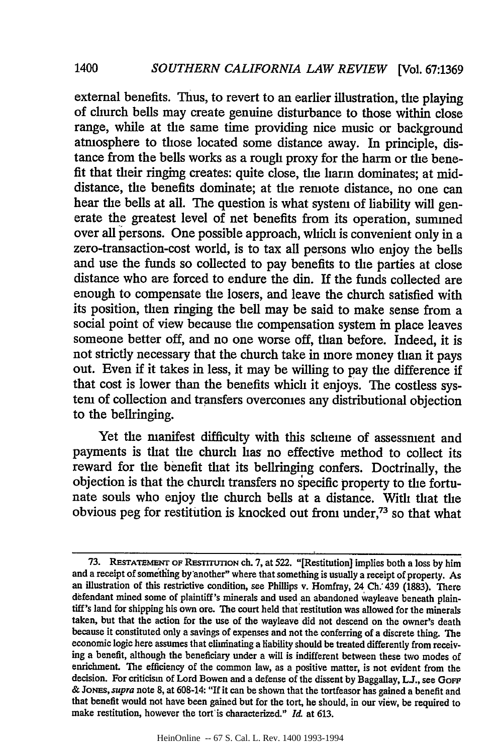external benefits. Thus, to revert to an earlier illustration, the playing of church bells may create genuine disturbance to those within close range, while at the same time providing nice music or background atmosphere to those located some distance away. In principle, distance from the bells works as a rough proxy for the harm or the benefit that their ringing creates: quite close, the harm dominates; at mid-distance, the benefits dominate; at the remote distance, no one can hear the bells at all. The question is what system of liability will generate the greatest level of net benefits from its operation, summed over all persons. One possible approach, which is convenient only in a zero-transaction-cost world, is to tax all persons who enjoy the bells and use the funds so collected to pay benefits to the parties at close distance who are forced to endure the din. If the funds collected are enough to compensate the losers, and leave the church satisfied with its position, then ringing the bell may be said to make sense from a social point of view because the compensation system in place leaves someone better off, and no one worse off, than before. Indeed, it is not strictly necessary that the church take in more money than it pays out. Even if it takes in less, it may be willing to pay the difference if that cost is lower than the benefits which it enjoys. The costless system of collection and transfers overcomes any distributional objection to the bellringing.

Yet the manifest difficulty with this scheme of assessment and payments is that the church has no effective method to collect its reward for the benefit that its bellringing confers. Doctrinally, the objection is that the church transfers no specific property to the fortunate souls who enjoy the church bells at a distance. With that the obvious peg for restitution is knocked out from under,[73] so that what

---

73. RESTATEMENT OF RESTITUTION ch. 7, at 522. "[Restitution] implies both a loss by him and a receipt of something by another" where that something is usually a receipt of property. As an illustration of this restrictive condition, see Phillips v. Homfray, 24 Ch. 439 (1883). There defendant mined some of plaintiff's minerals and used an abandoned wayleave beneath plaintiff's land for shipping his own ore. The court held that restitution was allowed for the minerals taken, but that the action for the use of the wayleave did not descend on the owner's death because it constituted only a savings of expenses and not the conferring of a discrete thing. The economic logic here assumes that eliminating a liability should be treated differently from receiving a benefit, although the beneficiary under a will is indifferent between these two modes of enrichment. The efficiency of the common law, as a positive matter, is not evident from the decision. For criticism of Lord Bowen and a defense of the dissent by Baggallay, L.J., see GOFF & JONES, *supra* note 8, at 608-14: "If it can be shown that the tortfeasor has gained a benefit and that benefit would not have been gained but for the tort, he should, in our view, be required to make restitution, however the tort is characterized." *Id.* at 613.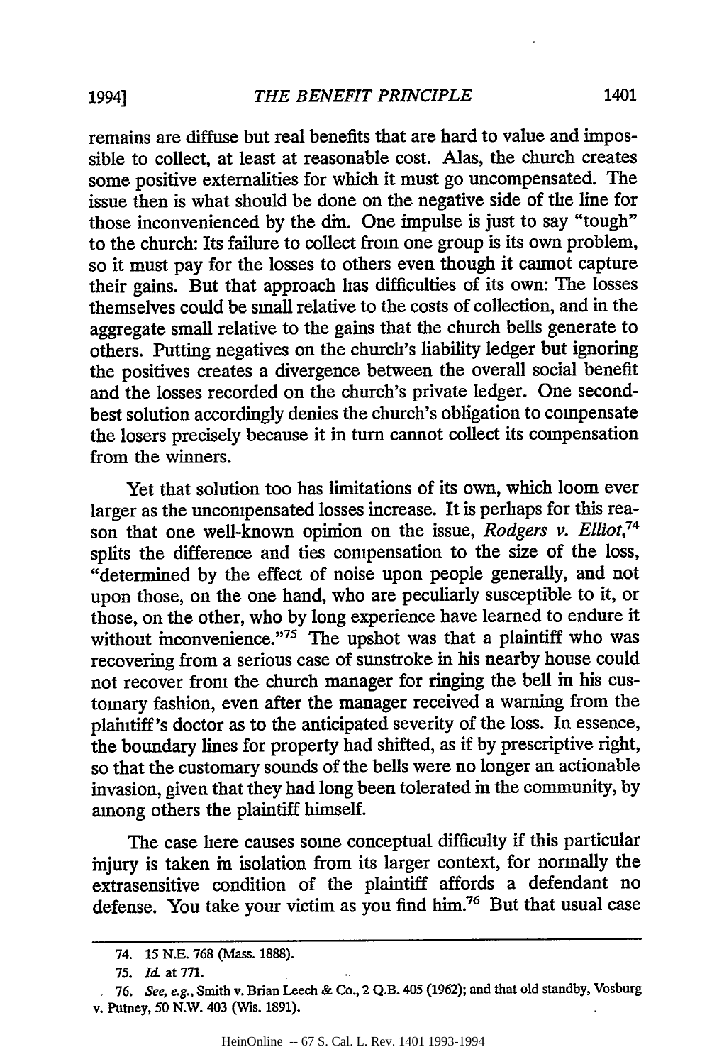remains are diffuse but real benefits that are hard to value and impossible to collect, at least at reasonable cost. Alas, the church creates some positive externalities for which it must go uncompensated. The issue then is what should be done on the negative side of the line for those inconvenienced by the din. One impulse is just to say "tough" to the church: Its failure to collect from one group is its own problem, so it must pay for the losses to others even though it cannot capture their gains. But that approach has difficulties of its own: The losses themselves could be small relative to the costs of collection, and in the aggregate small relative to the gains that the church bells generate to others. Putting negatives on the church's liability ledger but ignoring the positives creates a divergence between the overall social benefit and the losses recorded on the church's private ledger. One second-best solution accordingly denies the church's obligation to compensate the losers precisely because it in turn cannot collect its compensation from the winners.

Yet that solution too has limitations of its own, which loom ever larger as the uncompensated losses increase. It is perhaps for this reason that one well-known opinion on the issue, *Rodgers v. Elliot*,[74] splits the difference and ties compensation to the size of the loss, "determined by the effect of noise upon people generally, and not upon those, on the one hand, who are peculiarly susceptible to it, or those, on the other, who by long experience have learned to endure it without inconvenience."[75] The upshot was that a plaintiff who was recovering from a serious case of sunstroke in his nearby house could not recover from the church manager for ringing the bell in his customary fashion, even after the manager received a warning from the plaintiff's doctor as to the anticipated severity of the loss. In essence, the boundary lines for property had shifted, as if by prescriptive right, so that the customary sounds of the bells were no longer an actionable invasion, given that they had long been tolerated in the community, by among others the plaintiff himself.

The case here causes some conceptual difficulty if this particular injury is taken in isolation from its larger context, for normally the extrasensitive condition of the plaintiff affords a defendant no defense. You take your victim as you find him.[76] But that usual case

74. 15 N.E. 768 (Mass. 1888).

75. *Id.* at 771.

76. *See, e.g.*, Smith v. Brian Leech & Co., 2 Q.B. 405 (1962); and that old standby, Vosburg v. Putney, 50 N.W. 403 (Wis. 1891).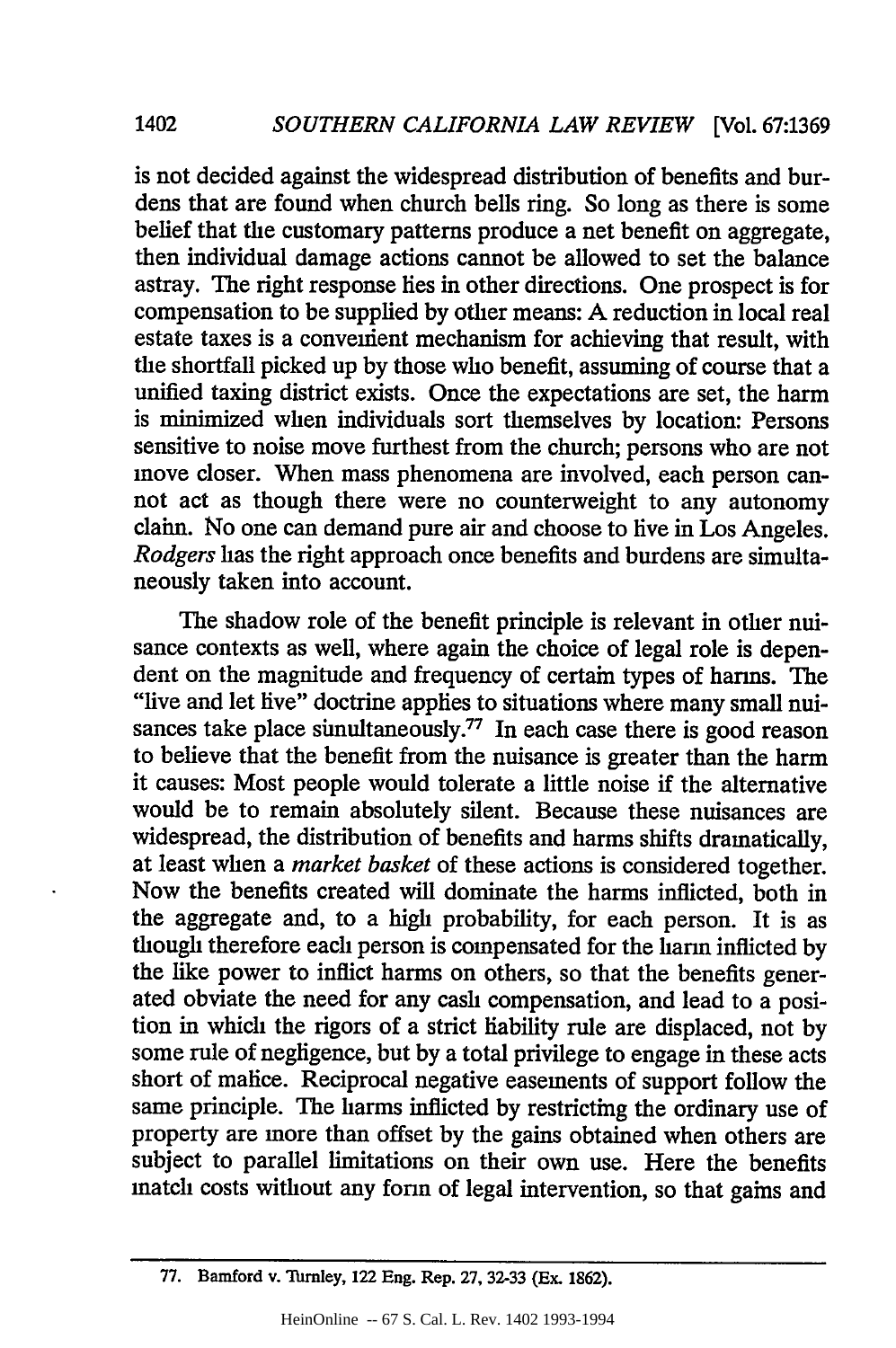is not decided against the widespread distribution of benefits and burdens that are found when church bells ring. So long as there is some belief that the customary patterns produce a net benefit on aggregate, then individual damage actions cannot be allowed to set the balance astray. The right response lies in other directions. One prospect is for compensation to be supplied by other means: A reduction in local real estate taxes is a convenient mechanism for achieving that result, with the shortfall picked up by those who benefit, assuming of course that a unified taxing district exists. Once the expectations are set, the harm is minimized when individuals sort themselves by location: Persons sensitive to noise move furthest from the church; persons who are not move closer. When mass phenomena are involved, each person cannot act as though there were no counterweight to any autonomy claim. No one can demand pure air and choose to live in Los Angeles. *Rodgers* has the right approach once benefits and burdens are simultaneously taken into account.

The shadow role of the benefit principle is relevant in other nuisance contexts as well, where again the choice of legal role is dependent on the magnitude and frequency of certain types of harms. The "live and let live" doctrine applies to situations where many small nuisances take place simultaneously.[77] In each case there is good reason to believe that the benefit from the nuisance is greater than the harm it causes: Most people would tolerate a little noise if the alternative would be to remain absolutely silent. Because these nuisances are widespread, the distribution of benefits and harms shifts dramatically, at least when a *market basket* of these actions is considered together. Now the benefits created will dominate the harms inflicted, both in the aggregate and, to a high probability, for each person. It is as though therefore each person is compensated for the harm inflicted by the like power to inflict harms on others, so that the benefits generated obviate the need for any cash compensation, and lead to a position in which the rigors of a strict liability rule are displaced, not by some rule of negligence, but by a total privilege to engage in these acts short of malice. Reciprocal negative easements of support follow the same principle. The harms inflicted by restricting the ordinary use of property are more than offset by the gains obtained when others are subject to parallel limitations on their own use. Here the benefits match costs without any form of legal intervention, so that gains and

77. Bamford v. Turnley, 122 Eng. Rep. 27, 32-33 (Ex. 1862).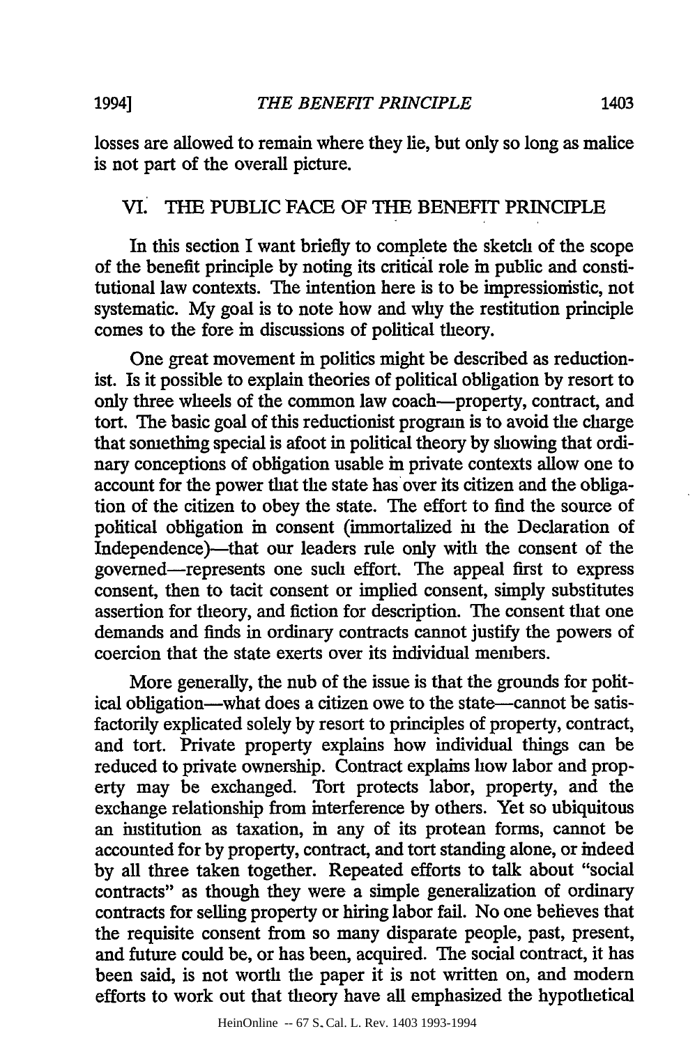losses are allowed to remain where they lie, but only so long as malice is not part of the overall picture.

## VI. THE PUBLIC FACE OF THE BENEFIT PRINCIPLE

In this section I want briefly to complete the sketch of the scope of the benefit principle by noting its critical role in public and constitutional law contexts. The intention here is to be impressionistic, not systematic. My goal is to note how and why the restitution principle comes to the fore in discussions of political theory.

One great movement in politics might be described as reductionist. Is it possible to explain theories of political obligation by resort to only three wheels of the common law coach—property, contract, and tort. The basic goal of this reductionist program is to avoid the charge that something special is afoot in political theory by showing that ordinary conceptions of obligation usable in private contexts allow one to account for the power that the state has over its citizen and the obligation of the citizen to obey the state. The effort to find the source of political obligation in consent (immortalized in the Declaration of Independence)—that our leaders rule only with the consent of the governed—represents one such effort. The appeal first to express consent, then to tacit consent or implied consent, simply substitutes assertion for theory, and fiction for description. The consent that one demands and finds in ordinary contracts cannot justify the powers of coercion that the state exerts over its individual members.

More generally, the nub of the issue is that the grounds for political obligation—what does a citizen owe to the state—cannot be satisfactorily explicated solely by resort to principles of property, contract, and tort. Private property explains how individual things can be reduced to private ownership. Contract explains how labor and property may be exchanged. Tort protects labor, property, and the exchange relationship from interference by others. Yet so ubiquitous an institution as taxation, in any of its protean forms, cannot be accounted for by property, contract, and tort standing alone, or indeed by all three taken together. Repeated efforts to talk about "social contracts" as though they were a simple generalization of ordinary contracts for selling property or hiring labor fail. No one believes that the requisite consent from so many disparate people, past, present, and future could be, or has been, acquired. The social contract, it has been said, is not worth the paper it is not written on, and modern efforts to work out that theory have all emphasized the hypothetical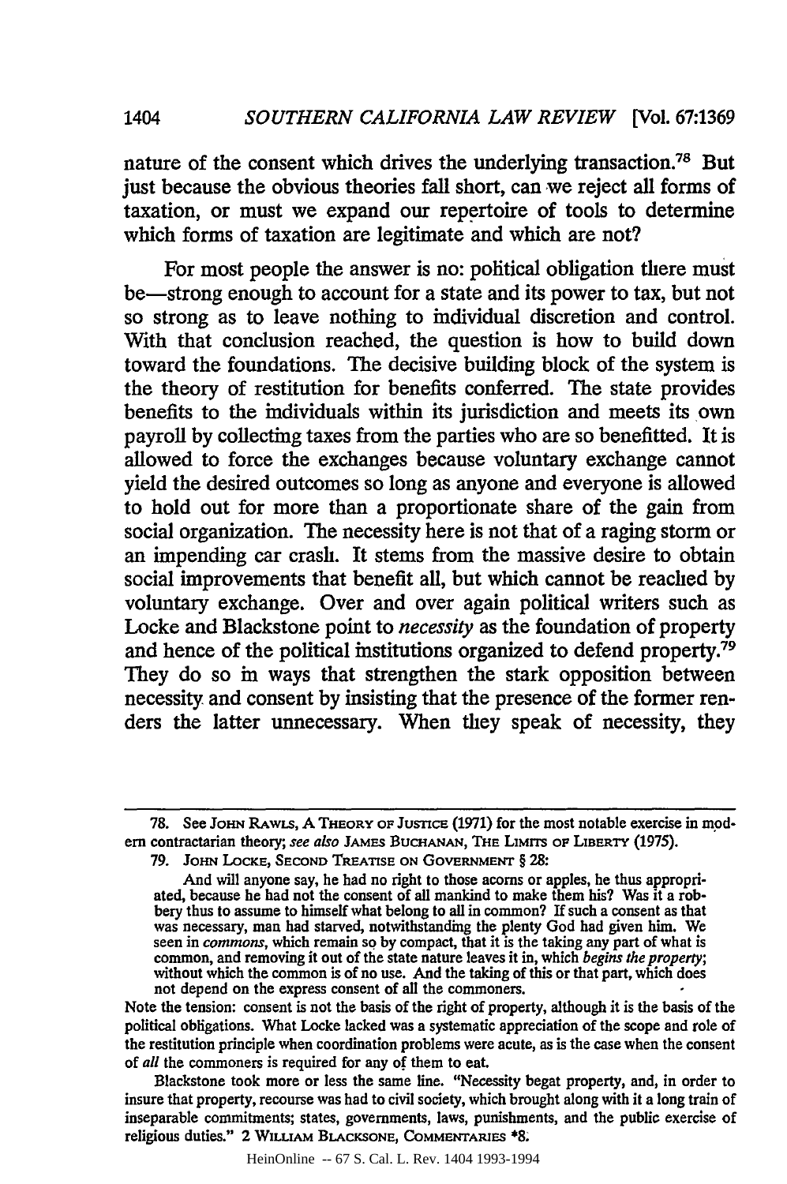nature of the consent which drives the underlying transaction.[78] But just because the obvious theories fall short, can we reject all forms of taxation, or must we expand our repertoire of tools to determine which forms of taxation are legitimate and which are not?

For most people the answer is no: political obligation there must be—strong enough to account for a state and its power to tax, but not so strong as to leave nothing to individual discretion and control. With that conclusion reached, the question is how to build down toward the foundations. The decisive building block of the system is the theory of restitution for benefits conferred. The state provides benefits to the individuals within its jurisdiction and meets its own payroll by collecting taxes from the parties who are so benefitted. It is allowed to force the exchanges because voluntary exchange cannot yield the desired outcomes so long as anyone and everyone is allowed to hold out for more than a proportionate share of the gain from social organization. The necessity here is not that of a raging storm or an impending car crash. It stems from the massive desire to obtain social improvements that benefit all, but which cannot be reached by voluntary exchange. Over and over again political writers such as Locke and Blackstone point to *necessity* as the foundation of property and hence of the political institutions organized to defend property.[79] They do so in ways that strengthen the stark opposition between necessity and consent by insisting that the presence of the former renders the latter unnecessary. When they speak of necessity, they

---

78. See JOHN RAWLS, A THEORY OF JUSTICE (1971) for the most notable exercise in modern contractarian theory; *see also* JAMES BUCHANAN, THE LIMITS OF LIBERTY (1975).

79. JOHN LOCKE, SECOND TREATISE ON GOVERNMENT § 28:

> And will anyone say, he had no right to those acorns or apples, he thus appropriated, because he had not the consent of all mankind to make them his? Was it a robbery thus to assume to himself what belong to all in common? If such a consent as that was necessary, man had starved, notwithstanding the plenty God had given him. We seen in *commons*, which remain so by compact, that it is the taking any part of what is common, and removing it out of the state nature leaves it in, which *begins the property*; without which the common is of no use. And the taking of this or that part, which does not depend on the express consent of all the commoners.

Note the tension: consent is not the basis of the right of property, although it is the basis of the political obligations. What Locke lacked was a systematic appreciation of the scope and role of the restitution principle when coordination problems were acute, as is the case when the consent of *all* the commoners is required for any of them to eat.

Blackstone took more or less the same line. "Necessity begat property, and, in order to insure that property, recourse was had to civil society, which brought along with it a long train of inseparable commitments; states, governments, laws, punishments, and the public exercise of religious duties." 2 WILLIAM BLACKSONE, COMMENTARIES *8.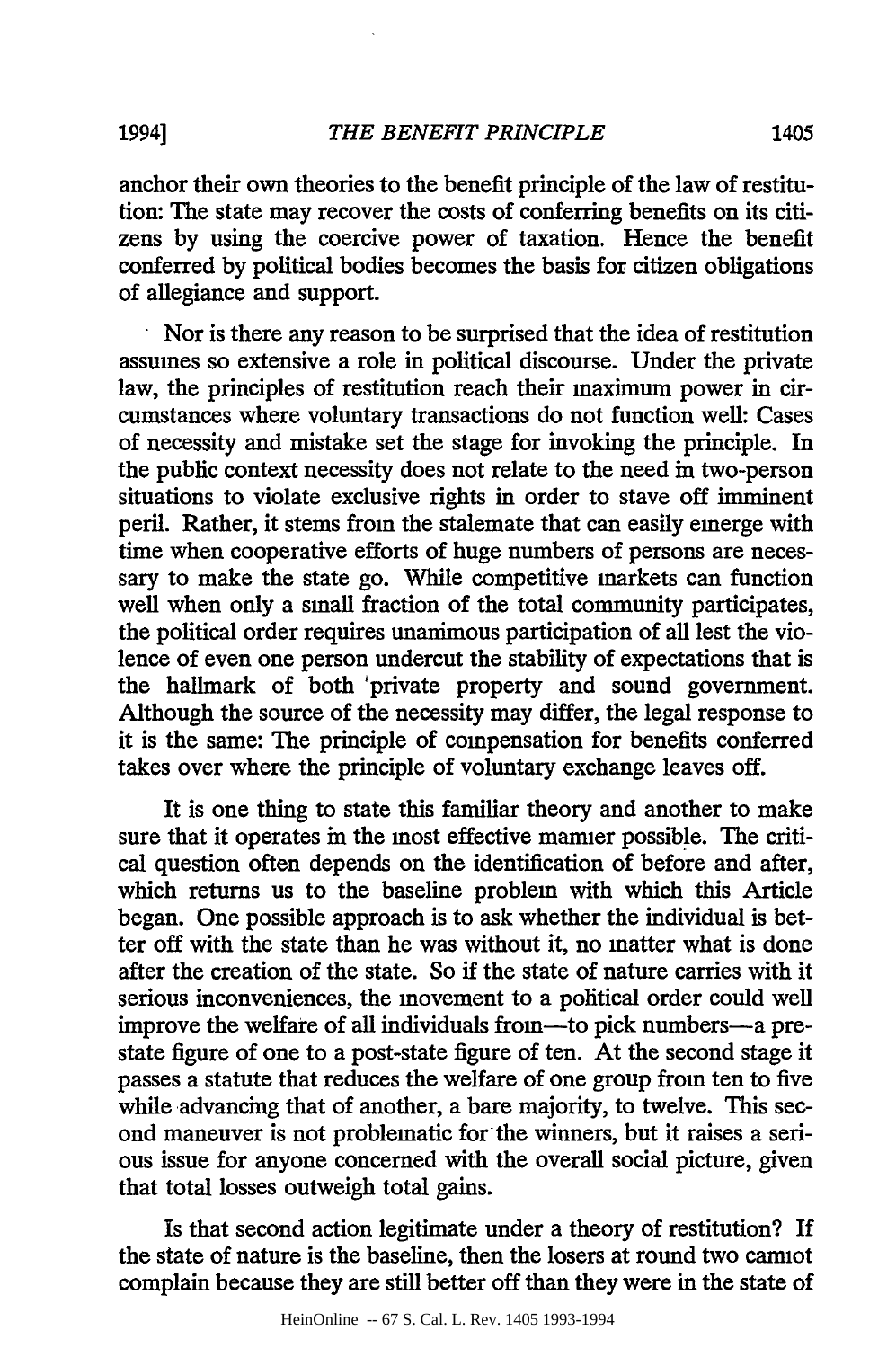anchor their own theories to the benefit principle of the law of restitution: The state may recover the costs of conferring benefits on its citizens by using the coercive power of taxation. Hence the benefit conferred by political bodies becomes the basis for citizen obligations of allegiance and support.

Nor is there any reason to be surprised that the idea of restitution assumes so extensive a role in political discourse. Under the private law, the principles of restitution reach their maximum power in circumstances where voluntary transactions do not function well: Cases of necessity and mistake set the stage for invoking the principle. In the public context necessity does not relate to the need in two-person situations to violate exclusive rights in order to stave off imminent peril. Rather, it stems from the stalemate that can easily emerge with time when cooperative efforts of huge numbers of persons are necessary to make the state go. While competitive markets can function well when only a small fraction of the total community participates, the political order requires unanimous participation of all lest the violence of even one person undercut the stability of expectations that is the hallmark of both private property and sound government. Although the source of the necessity may differ, the legal response to it is the same: The principle of compensation for benefits conferred takes over where the principle of voluntary exchange leaves off.

It is one thing to state this familiar theory and another to make sure that it operates in the most effective manner possible. The critical question often depends on the identification of before and after, which returns us to the baseline problem with which this Article began. One possible approach is to ask whether the individual is better off with the state than he was without it, no matter what is done after the creation of the state. So if the state of nature carries with it serious inconveniences, the movement to a political order could well improve the welfare of all individuals from—to pick numbers—a pre-state figure of one to a post-state figure of ten. At the second stage it passes a statute that reduces the welfare of one group from ten to five while advancing that of another, a bare majority, to twelve. This second maneuver is not problematic for the winners, but it raises a serious issue for anyone concerned with the overall social picture, given that total losses outweigh total gains.

Is that second action legitimate under a theory of restitution? If the state of nature is the baseline, then the losers at round two cannot complain because they are still better off than they were in the state of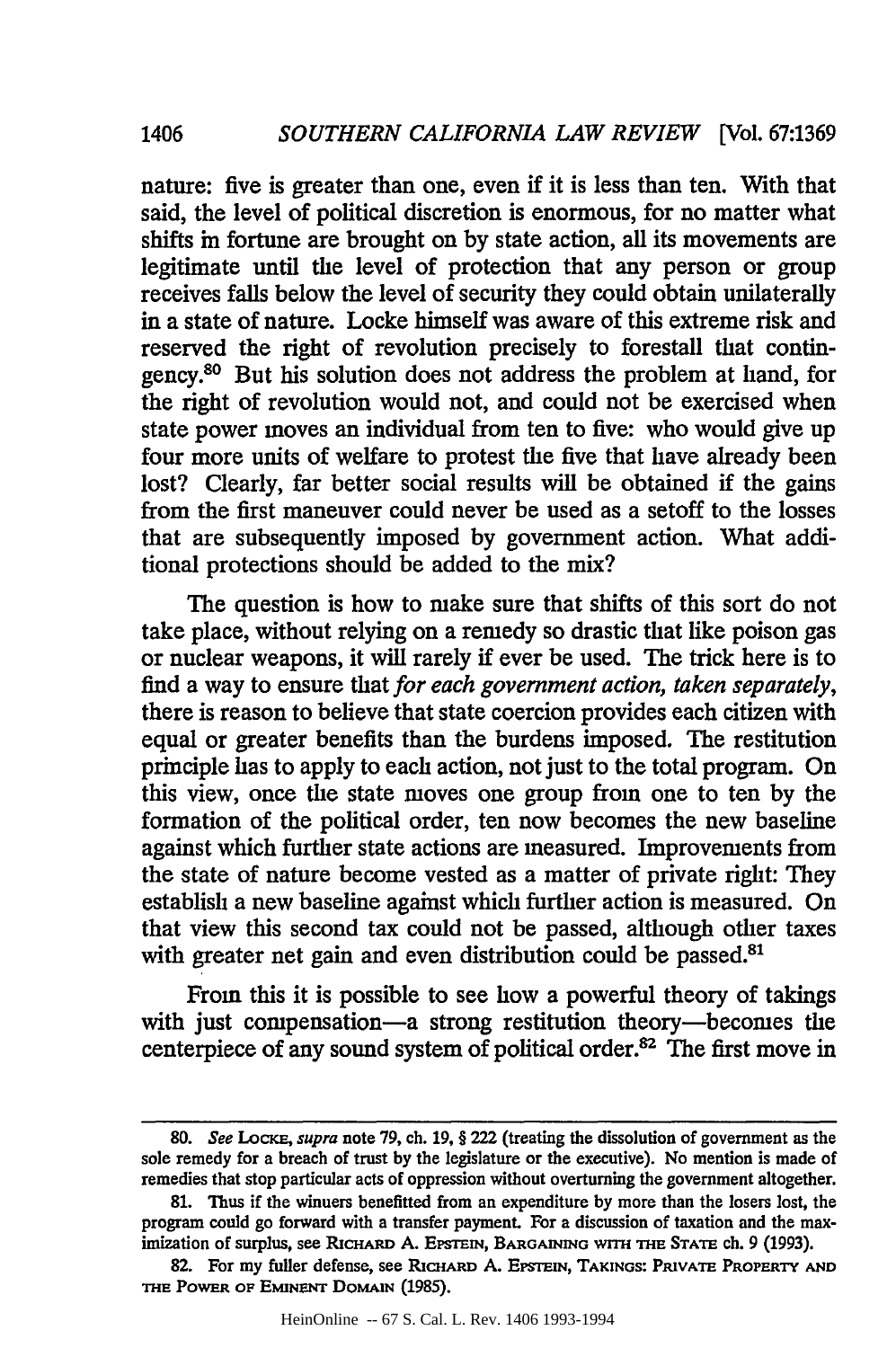nature: five is greater than one, even if it is less than ten. With that said, the level of political discretion is enormous, for no matter what shifts in fortune are brought on by state action, all its movements are legitimate until the level of protection that any person or group receives falls below the level of security they could obtain unilaterally in a state of nature. Locke himself was aware of this extreme risk and reserved the right of revolution precisely to forestall that contingency.[80] But his solution does not address the problem at hand, for the right of revolution would not, and could not be exercised when state power moves an individual from ten to five: who would give up four more units of welfare to protest the five that have already been lost? Clearly, far better social results will be obtained if the gains from the first maneuver could never be used as a setoff to the losses that are subsequently imposed by government action. What additional protections should be added to the mix?

The question is how to make sure that shifts of this sort do not take place, without relying on a remedy so drastic that like poison gas or nuclear weapons, it will rarely if ever be used. The trick here is to find a way to ensure that *for each government action, taken separately*, there is reason to believe that state coercion provides each citizen with equal or greater benefits than the burdens imposed. The restitution principle has to apply to each action, not just to the total program. On this view, once the state moves one group from one to ten by the formation of the political order, ten now becomes the new baseline against which further state actions are measured. Improvements from the state of nature become vested as a matter of private right: They establish a new baseline against which further action is measured. On that view this second tax could not be passed, although other taxes with greater net gain and even distribution could be passed.[81]

From this it is possible to see how a powerful theory of takings with just compensation—a strong restitution theory—becomes the centerpiece of any sound system of political order.[82] The first move in

---

80. *See* Locke, *supra* note 79, ch. 19, § 222 (treating the dissolution of government as the sole remedy for a breach of trust by the legislature or the executive). No mention is made of remedies that stop particular acts of oppression without overturning the government altogether.

81. Thus if the winners benefitted from an expenditure by more than the losers lost, the program could go forward with a transfer payment. For a discussion of taxation and the maximization of surplus, see Richard A. Epstein, Bargaining with the State ch. 9 (1993).

82. For my fuller defense, see Richard A. Epstein, Takings: Private Property and the Power of Eminent Domain (1985).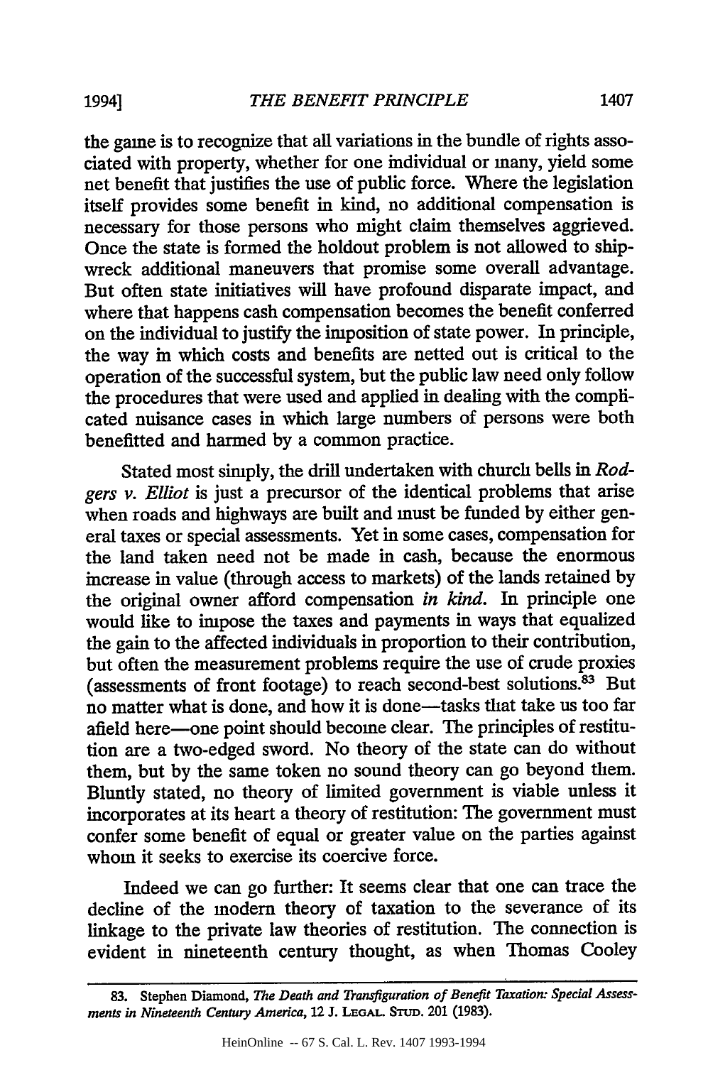the game is to recognize that all variations in the bundle of rights associated with property, whether for one individual or many, yield some net benefit that justifies the use of public force. Where the legislation itself provides some benefit in kind, no additional compensation is necessary for those persons who might claim themselves aggrieved. Once the state is formed the holdout problem is not allowed to shipwreck additional maneuvers that promise some overall advantage. But often state initiatives will have profound disparate impact, and where that happens cash compensation becomes the benefit conferred on the individual to justify the imposition of state power. In principle, the way in which costs and benefits are netted out is critical to the operation of the successful system, but the public law need only follow the procedures that were used and applied in dealing with the complicated nuisance cases in which large numbers of persons were both benefitted and harmed by a common practice.

Stated most simply, the drill undertaken with church bells in *Rodgers v. Elliot* is just a precursor of the identical problems that arise when roads and highways are built and must be funded by either general taxes or special assessments. Yet in some cases, compensation for the land taken need not be made in cash, because the enormous increase in value (through access to markets) of the lands retained by the original owner afford compensation *in kind*. In principle one would like to impose the taxes and payments in ways that equalized the gain to the affected individuals in proportion to their contribution, but often the measurement problems require the use of crude proxies (assessments of front footage) to reach second-best solutions.[83] But no matter what is done, and how it is done—tasks that take us too far afield here—one point should become clear. The principles of restitution are a two-edged sword. No theory of the state can do without them, but by the same token no sound theory can go beyond them. Bluntly stated, no theory of limited government is viable unless it incorporates at its heart a theory of restitution: The government must confer some benefit of equal or greater value on the parties against whom it seeks to exercise its coercive force.

Indeed we can go further: It seems clear that one can trace the decline of the modern theory of taxation to the severance of its linkage to the private law theories of restitution. The connection is evident in nineteenth century thought, as when Thomas Cooley

---

83. Stephen Diamond, *The Death and Transfiguration of Benefit Taxation: Special Assessments in Nineteenth Century America*, 12 J. LEGAL STUD. 201 (1983).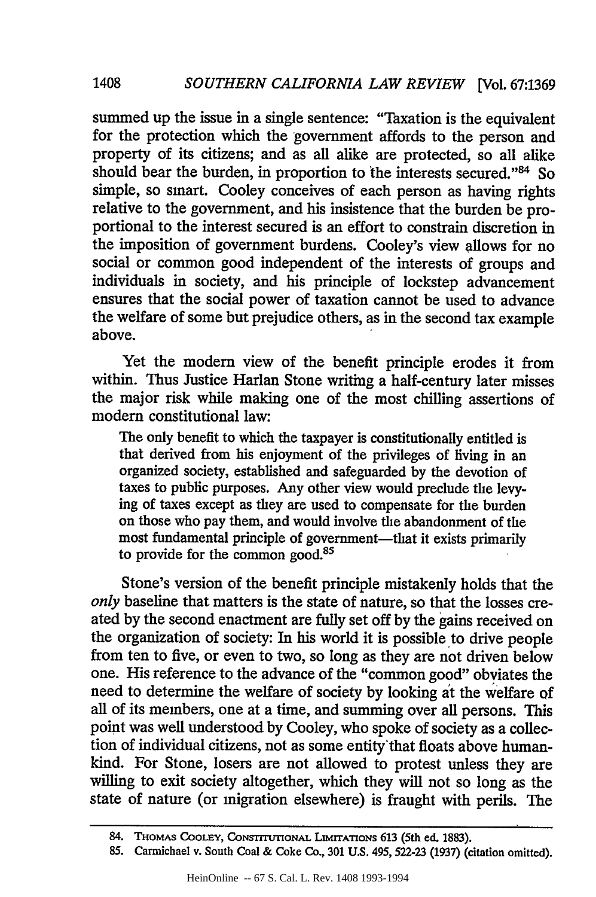summed up the issue in a single sentence: "Taxation is the equivalent for the protection which the government affords to the person and property of its citizens; and as all alike are protected, so all alike should bear the burden, in proportion to the interests secured."[84] So simple, so smart. Cooley conceives of each person as having rights relative to the government, and his insistence that the burden be proportional to the interest secured is an effort to constrain discretion in the imposition of government burdens. Cooley's view allows for no social or common good independent of the interests of groups and individuals in society, and his principle of lockstep advancement ensures that the social power of taxation cannot be used to advance the welfare of some but prejudice others, as in the second tax example above.

Yet the modern view of the benefit principle erodes it from within. Thus Justice Harlan Stone writing a half-century later misses the major risk while making one of the most chilling assertions of modern constitutional law:

> The only benefit to which the taxpayer is constitutionally entitled is that derived from his enjoyment of the privileges of living in an organized society, established and safeguarded by the devotion of taxes to public purposes. Any other view would preclude the levying of taxes except as they are used to compensate for the burden on those who pay them, and would involve the abandonment of the most fundamental principle of government—that it exists primarily to provide for the common good.[85]

Stone's version of the benefit principle mistakenly holds that the *only* baseline that matters is the state of nature, so that the losses created by the second enactment are fully set off by the gains received on the organization of society: In his world it is possible to drive people from ten to five, or even to two, so long as they are not driven below one. His reference to the advance of the "common good" obviates the need to determine the welfare of society by looking at the welfare of all of its members, one at a time, and summing over all persons. This point was well understood by Cooley, who spoke of society as a collection of individual citizens, not as some entity that floats above humankind. For Stone, losers are not allowed to protest unless they are willing to exit society altogether, which they will not so long as the state of nature (or migration elsewhere) is fraught with perils. The

---

84. Thomas Cooley, Constitutional Limitations 613 (5th ed. 1883).

85. Carmichael v. South Coal & Coke Co., 301 U.S. 495, 522-23 (1937) (citation omitted).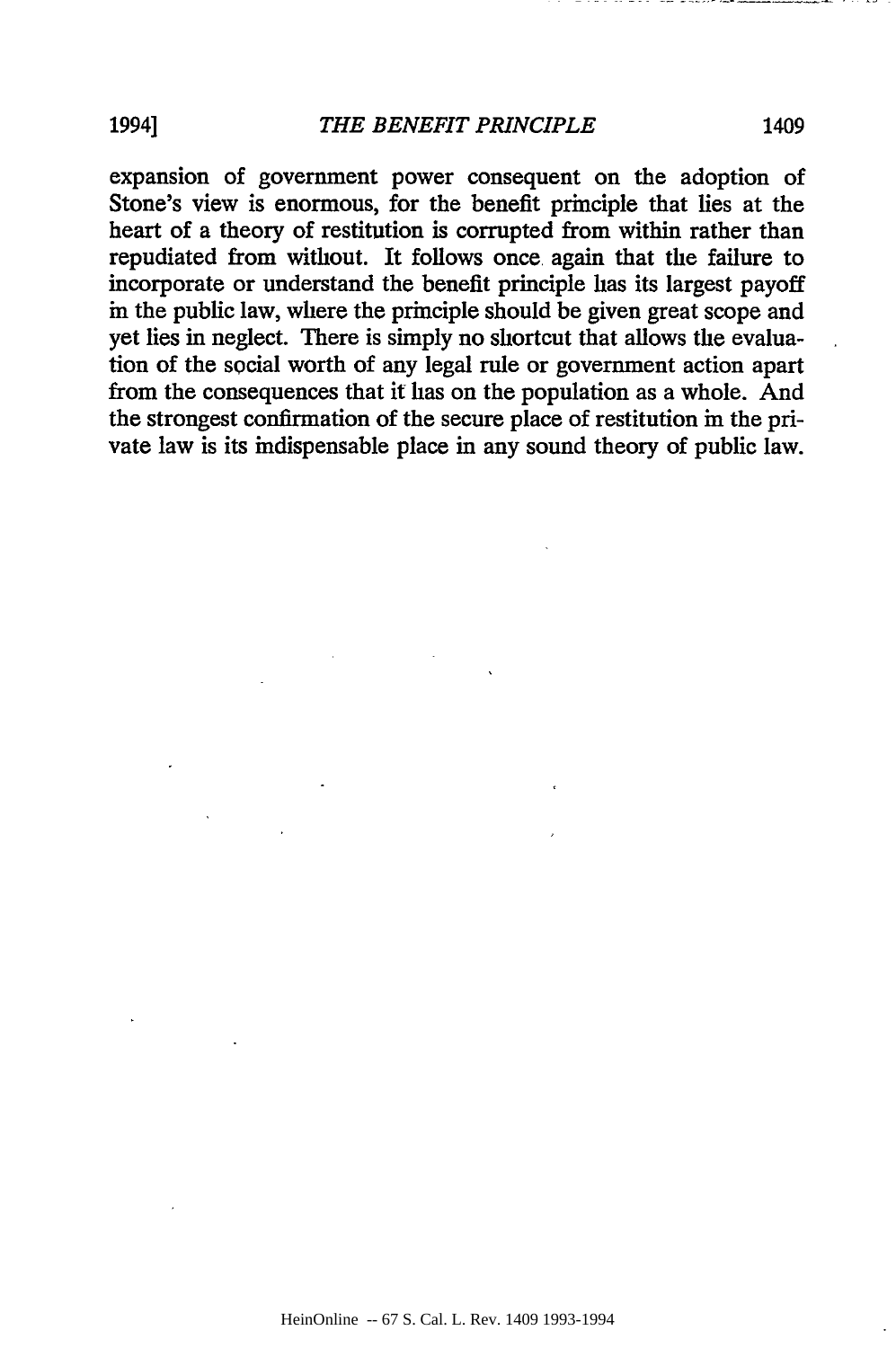expansion of government power consequent on the adoption of Stone's view is enormous, for the benefit principle that lies at the heart of a theory of restitution is corrupted from within rather than repudiated from without. It follows once again that the failure to incorporate or understand the benefit principle has its largest payoff in the public law, where the principle should be given great scope and yet lies in neglect. There is simply no shortcut that allows the evaluation of the social worth of any legal rule or government action apart from the consequences that it has on the population as a whole. And the strongest confirmation of the secure place of restitution in the private law is its indispensable place in any sound theory of public law.